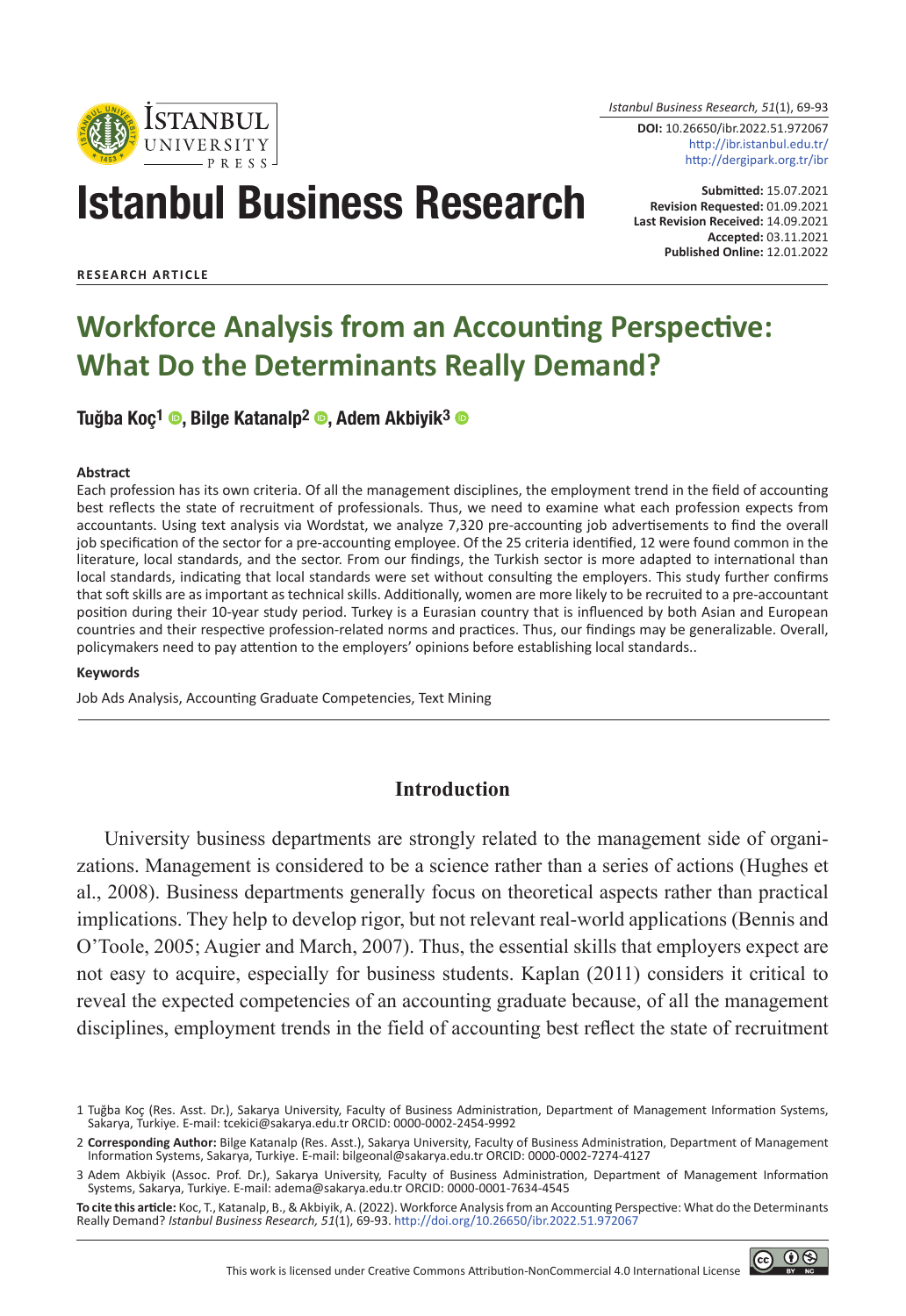Istanbul Business Research, 51(1), 69-93

**DOI:** 10.26650/ibr.2022.51.972067
http://ibr.istanbul.edu.tr/
http://dergipark.org.tr/ibr

# Istanbul Business Research

**Submitted:** 15.07.2021
**Revision Requested:** 01.09.2021
**Last Revision Received:** 14.09.2021
**Accepted:** 03.11.2021
**Published Online:** 12.01.2022

**RESEARCH ARTICLE**

# Workforce Analysis from an Accounting Perspective: What Do the Determinants Really Demand?

**Tuğba Koç[1], Bilge Katanalp[2], Adem Akbiyik[3]**

### Abstract

Each profession has its own criteria. Of all the management disciplines, the employment trend in the field of accounting best reflects the state of recruitment of professionals. Thus, we need to examine what each profession expects from accountants. Using text analysis via Wordstat, we analyze 7,320 pre-accounting job advertisements to find the overall job specification of the sector for a pre-accounting employee. Of the 25 criteria identified, 12 were found common in the literature, local standards, and the sector. From our findings, the Turkish sector is more adapted to international than local standards, indicating that local standards were set without consulting the employers. This study further confirms that soft skills are as important as technical skills. Additionally, women are more likely to be recruited to a pre-accountant position during their 10-year study period. Turkey is a Eurasian country that is influenced by both Asian and European countries and their respective profession-related norms and practices. Thus, our findings may be generalizable. Overall, policymakers need to pay attention to the employers' opinions before establishing local standards..

### Keywords

Job Ads Analysis, Accounting Graduate Competencies, Text Mining

## Introduction

University business departments are strongly related to the management side of organizations. Management is considered to be a science rather than a series of actions (Hughes et al., 2008). Business departments generally focus on theoretical aspects rather than practical implications. They help to develop rigor, but not relevant real-world applications (Bennis and O'Toole, 2005; Augier and March, 2007). Thus, the essential skills that employers expect are not easy to acquire, especially for business students. Kaplan (2011) considers it critical to reveal the expected competencies of an accounting graduate because, of all the management disciplines, employment trends in the field of accounting best reflect the state of recruitment

1 Tuğba Koç (Res. Asst. Dr.), Sakarya University, Faculty of Business Administration, Department of Management Information Systems, Sakarya, Turkiye. E-mail: tcekici@sakarya.edu.tr ORCID: 0000-0002-2454-9992

2 **Corresponding Author:** Bilge Katanalp (Res. Asst.), Sakarya University, Faculty of Business Administration, Department of Management Information Systems, Sakarya, Turkiye. E-mail: bilgeonal@sakarya.edu.tr ORCID: 0000-0002-7274-4127

3 Adem Akbiyik (Assoc. Prof. Dr.), Sakarya University, Faculty of Business Administration, Department of Management Information Systems, Sakarya, Turkiye. E-mail: adema@sakarya.edu.tr ORCID: 0000-0001-7634-4545

**To cite this article:** Koc, T., Katanalp, B., & Akbiyik, A. (2022). Workforce Analysis from an Accounting Perspective: What do the Determinants Really Demand? *Istanbul Business Research, 51*(1), 69-93. http://doi.org/10.26650/ibr.2022.51.972067

This work is licensed under Creative Commons Attribution-NonCommercial 4.0 International License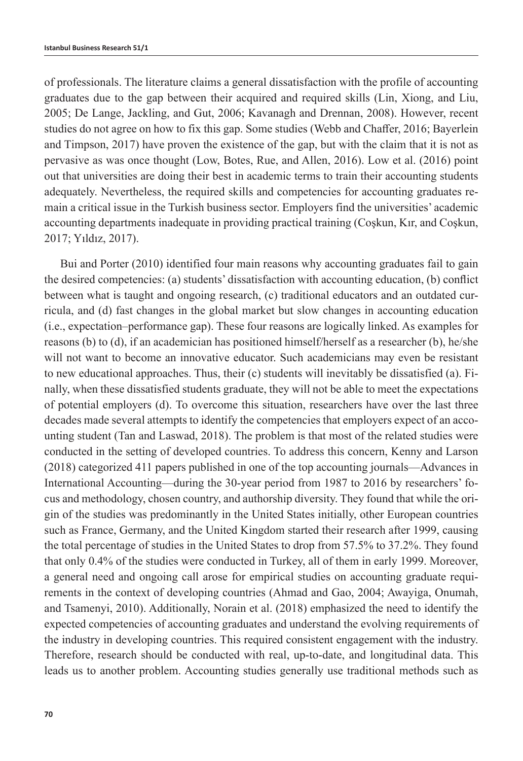of professionals. The literature claims a general dissatisfaction with the profile of accounting graduates due to the gap between their acquired and required skills (Lin, Xiong, and Liu, 2005; De Lange, Jackling, and Gut, 2006; Kavanagh and Drennan, 2008). However, recent studies do not agree on how to fix this gap. Some studies (Webb and Chaffer, 2016; Bayerlein and Timpson, 2017) have proven the existence of the gap, but with the claim that it is not as pervasive as was once thought (Low, Botes, Rue, and Allen, 2016). Low et al. (2016) point out that universities are doing their best in academic terms to train their accounting students adequately. Nevertheless, the required skills and competencies for accounting graduates remain a critical issue in the Turkish business sector. Employers find the universities' academic accounting departments inadequate in providing practical training (Coşkun, Kır, and Coşkun, 2017; Yıldız, 2017).

Bui and Porter (2010) identified four main reasons why accounting graduates fail to gain the desired competencies: (a) students' dissatisfaction with accounting education, (b) conflict between what is taught and ongoing research, (c) traditional educators and an outdated curricula, and (d) fast changes in the global market but slow changes in accounting education (i.e., expectation–performance gap). These four reasons are logically linked. As examples for reasons (b) to (d), if an academician has positioned himself/herself as a researcher (b), he/she will not want to become an innovative educator. Such academicians may even be resistant to new educational approaches. Thus, their (c) students will inevitably be dissatisfied (a). Finally, when these dissatisfied students graduate, they will not be able to meet the expectations of potential employers (d). To overcome this situation, researchers have over the last three decades made several attempts to identify the competencies that employers expect of an accounting student (Tan and Laswad, 2018). The problem is that most of the related studies were conducted in the setting of developed countries. To address this concern, Kenny and Larson (2018) categorized 411 papers published in one of the top accounting journals—Advances in International Accounting—during the 30-year period from 1987 to 2016 by researchers' focus and methodology, chosen country, and authorship diversity. They found that while the origin of the studies was predominantly in the United States initially, other European countries such as France, Germany, and the United Kingdom started their research after 1999, causing the total percentage of studies in the United States to drop from 57.5% to 37.2%. They found that only 0.4% of the studies were conducted in Turkey, all of them in early 1999. Moreover, a general need and ongoing call arose for empirical studies on accounting graduate requirements in the context of developing countries (Ahmad and Gao, 2004; Awayiga, Onumah, and Tsamenyi, 2010). Additionally, Norain et al. (2018) emphasized the need to identify the expected competencies of accounting graduates and understand the evolving requirements of the industry in developing countries. This required consistent engagement with the industry. Therefore, research should be conducted with real, up-to-date, and longitudinal data. This leads us to another problem. Accounting studies generally use traditional methods such as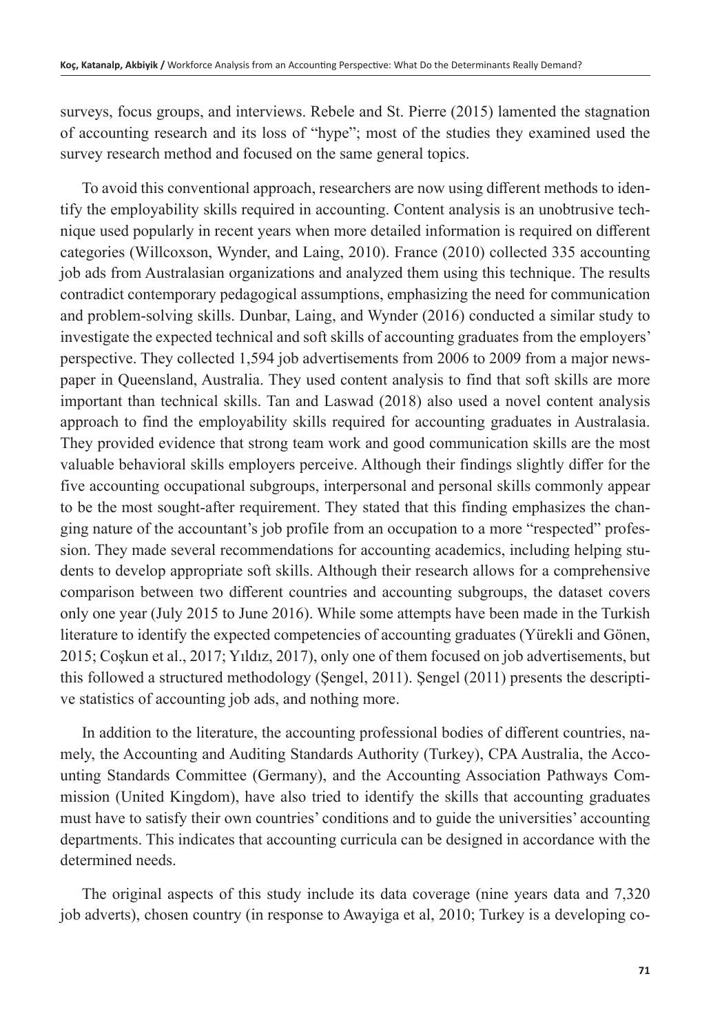surveys, focus groups, and interviews. Rebele and St. Pierre (2015) lamented the stagnation of accounting research and its loss of "hype"; most of the studies they examined used the survey research method and focused on the same general topics.

To avoid this conventional approach, researchers are now using different methods to identify the employability skills required in accounting. Content analysis is an unobtrusive technique used popularly in recent years when more detailed information is required on different categories (Willcoxson, Wynder, and Laing, 2010). France (2010) collected 335 accounting job ads from Australasian organizations and analyzed them using this technique. The results contradict contemporary pedagogical assumptions, emphasizing the need for communication and problem-solving skills. Dunbar, Laing, and Wynder (2016) conducted a similar study to investigate the expected technical and soft skills of accounting graduates from the employers' perspective. They collected 1,594 job advertisements from 2006 to 2009 from a major newspaper in Queensland, Australia. They used content analysis to find that soft skills are more important than technical skills. Tan and Laswad (2018) also used a novel content analysis approach to find the employability skills required for accounting graduates in Australasia. They provided evidence that strong team work and good communication skills are the most valuable behavioral skills employers perceive. Although their findings slightly differ for the five accounting occupational subgroups, interpersonal and personal skills commonly appear to be the most sought-after requirement. They stated that this finding emphasizes the changing nature of the accountant's job profile from an occupation to a more "respected" profession. They made several recommendations for accounting academics, including helping students to develop appropriate soft skills. Although their research allows for a comprehensive comparison between two different countries and accounting subgroups, the dataset covers only one year (July 2015 to June 2016). While some attempts have been made in the Turkish literature to identify the expected competencies of accounting graduates (Yürekli and Gönen, 2015; Coşkun et al., 2017; Yıldız, 2017), only one of them focused on job advertisements, but this followed a structured methodology (Şengel, 2011). Şengel (2011) presents the descriptive statistics of accounting job ads, and nothing more.

In addition to the literature, the accounting professional bodies of different countries, namely, the Accounting and Auditing Standards Authority (Turkey), CPA Australia, the Accounting Standards Committee (Germany), and the Accounting Association Pathways Commission (United Kingdom), have also tried to identify the skills that accounting graduates must have to satisfy their own countries' conditions and to guide the universities' accounting departments. This indicates that accounting curricula can be designed in accordance with the determined needs.

The original aspects of this study include its data coverage (nine years data and 7,320 job adverts), chosen country (in response to Awayiga et al, 2010; Turkey is a developing co-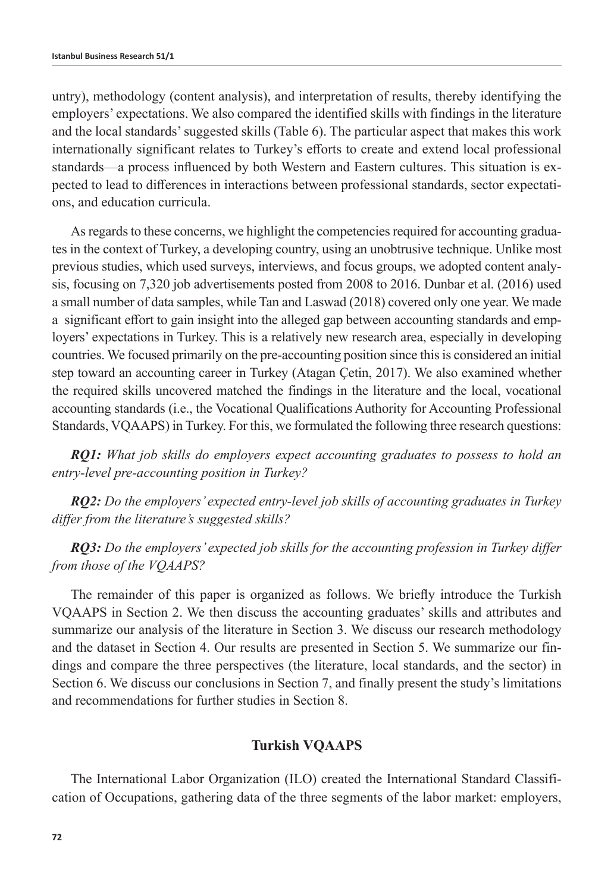untry), methodology (content analysis), and interpretation of results, thereby identifying the employers' expectations. We also compared the identified skills with findings in the literature and the local standards' suggested skills (Table 6). The particular aspect that makes this work internationally significant relates to Turkey's efforts to create and extend local professional standards—a process influenced by both Western and Eastern cultures. This situation is expected to lead to differences in interactions between professional standards, sector expectations, and education curricula.

As regards to these concerns, we highlight the competencies required for accounting graduates in the context of Turkey, a developing country, using an unobtrusive technique. Unlike most previous studies, which used surveys, interviews, and focus groups, we adopted content analysis, focusing on 7,320 job advertisements posted from 2008 to 2016. Dunbar et al. (2016) used a small number of data samples, while Tan and Laswad (2018) covered only one year. We made a significant effort to gain insight into the alleged gap between accounting standards and employers' expectations in Turkey. This is a relatively new research area, especially in developing countries. We focused primarily on the pre-accounting position since this is considered an initial step toward an accounting career in Turkey (Atagan Çetin, 2017). We also examined whether the required skills uncovered matched the findings in the literature and the local, vocational accounting standards (i.e., the Vocational Qualifications Authority for Accounting Professional Standards, VQAAPS) in Turkey. For this, we formulated the following three research questions:

***RQ1:*** *What job skills do employers expect accounting graduates to possess to hold an entry-level pre-accounting position in Turkey?*

***RQ2:*** *Do the employers' expected entry-level job skills of accounting graduates in Turkey differ from the literature's suggested skills?*

***RQ3:*** *Do the employers' expected job skills for the accounting profession in Turkey differ from those of the VQAAPS?*

The remainder of this paper is organized as follows. We briefly introduce the Turkish VQAAPS in Section 2. We then discuss the accounting graduates' skills and attributes and summarize our analysis of the literature in Section 3. We discuss our research methodology and the dataset in Section 4. Our results are presented in Section 5. We summarize our findings and compare the three perspectives (the literature, local standards, and the sector) in Section 6. We discuss our conclusions in Section 7, and finally present the study's limitations and recommendations for further studies in Section 8.

## Turkish VQAAPS

The International Labor Organization (ILO) created the International Standard Classification of Occupations, gathering data of the three segments of the labor market: employers,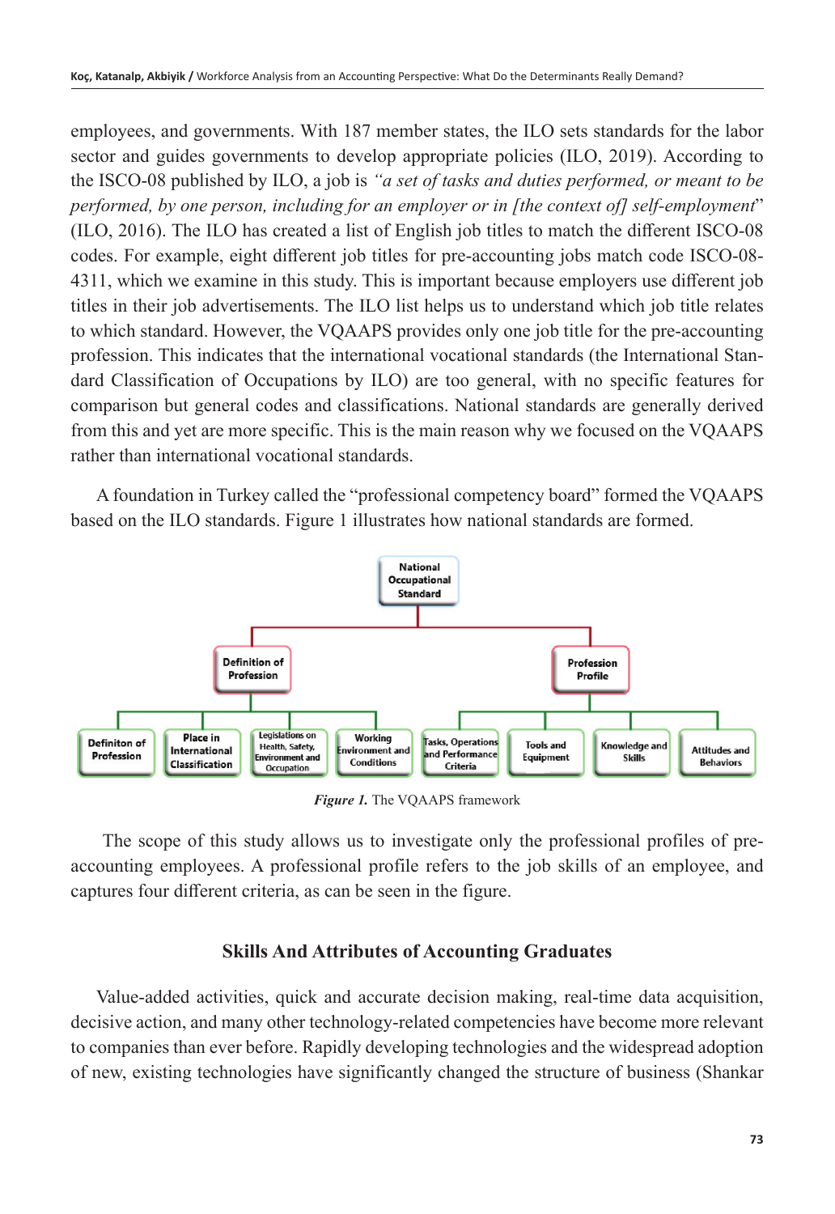employees, and governments. With 187 member states, the ILO sets standards for the labor sector and guides governments to develop appropriate policies (ILO, 2019). According to the ISCO-08 published by ILO, a job is *"a set of tasks and duties performed, or meant to be performed, by one person, including for an employer or in [the context of] self-employment*" (ILO, 2016). The ILO has created a list of English job titles to match the different ISCO-08 codes. For example, eight different job titles for pre-accounting jobs match code ISCO-08-4311, which we examine in this study. This is important because employers use different job titles in their job advertisements. The ILO list helps us to understand which job title relates to which standard. However, the VQAAPS provides only one job title for the pre-accounting profession. This indicates that the international vocational standards (the International Standard Classification of Occupations by ILO) are too general, with no specific features for comparison but general codes and classifications. National standards are generally derived from this and yet are more specific. This is the main reason why we focused on the VQAAPS rather than international vocational standards.

A foundation in Turkey called the "professional competency board" formed the VQAAPS based on the ILO standards. Figure 1 illustrates how national standards are formed.

***Figure 1.*** The VQAAPS framework

The scope of this study allows us to investigate only the professional profiles of pre-accounting employees. A professional profile refers to the job skills of an employee, and captures four different criteria, as can be seen in the figure.

## Skills And Attributes of Accounting Graduates

Value-added activities, quick and accurate decision making, real-time data acquisition, decisive action, and many other technology-related competencies have become more relevant to companies than ever before. Rapidly developing technologies and the widespread adoption of new, existing technologies have significantly changed the structure of business (Shankar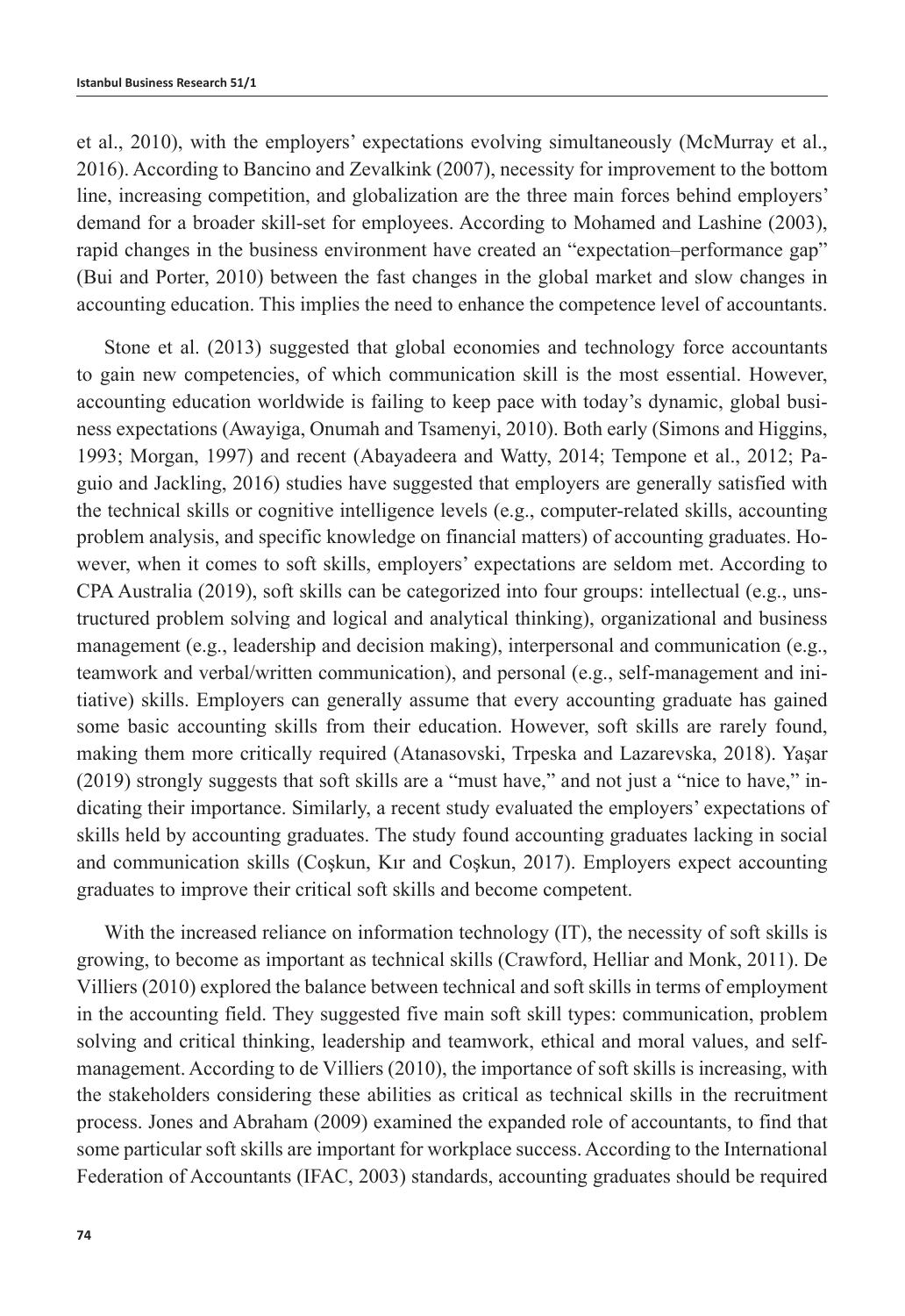et al., 2010), with the employers' expectations evolving simultaneously (McMurray et al., 2016). According to Bancino and Zevalkink (2007), necessity for improvement to the bottom line, increasing competition, and globalization are the three main forces behind employers' demand for a broader skill-set for employees. According to Mohamed and Lashine (2003), rapid changes in the business environment have created an "expectation–performance gap" (Bui and Porter, 2010) between the fast changes in the global market and slow changes in accounting education. This implies the need to enhance the competence level of accountants.

Stone et al. (2013) suggested that global economies and technology force accountants to gain new competencies, of which communication skill is the most essential. However, accounting education worldwide is failing to keep pace with today's dynamic, global business expectations (Awayiga, Onumah and Tsamenyi, 2010). Both early (Simons and Higgins, 1993; Morgan, 1997) and recent (Abayadeera and Watty, 2014; Tempone et al., 2012; Paguio and Jackling, 2016) studies have suggested that employers are generally satisfied with the technical skills or cognitive intelligence levels (e.g., computer-related skills, accounting problem analysis, and specific knowledge on financial matters) of accounting graduates. However, when it comes to soft skills, employers' expectations are seldom met. According to CPA Australia (2019), soft skills can be categorized into four groups: intellectual (e.g., unstructured problem solving and logical and analytical thinking), organizational and business management (e.g., leadership and decision making), interpersonal and communication (e.g., teamwork and verbal/written communication), and personal (e.g., self-management and initiative) skills. Employers can generally assume that every accounting graduate has gained some basic accounting skills from their education. However, soft skills are rarely found, making them more critically required (Atanasovski, Trpeska and Lazarevska, 2018). Yaşar (2019) strongly suggests that soft skills are a "must have," and not just a "nice to have," indicating their importance. Similarly, a recent study evaluated the employers' expectations of skills held by accounting graduates. The study found accounting graduates lacking in social and communication skills (Coşkun, Kır and Coşkun, 2017). Employers expect accounting graduates to improve their critical soft skills and become competent.

With the increased reliance on information technology (IT), the necessity of soft skills is growing, to become as important as technical skills (Crawford, Helliar and Monk, 2011). De Villiers (2010) explored the balance between technical and soft skills in terms of employment in the accounting field. They suggested five main soft skill types: communication, problem solving and critical thinking, leadership and teamwork, ethical and moral values, and self-management. According to de Villiers (2010), the importance of soft skills is increasing, with the stakeholders considering these abilities as critical as technical skills in the recruitment process. Jones and Abraham (2009) examined the expanded role of accountants, to find that some particular soft skills are important for workplace success. According to the International Federation of Accountants (IFAC, 2003) standards, accounting graduates should be required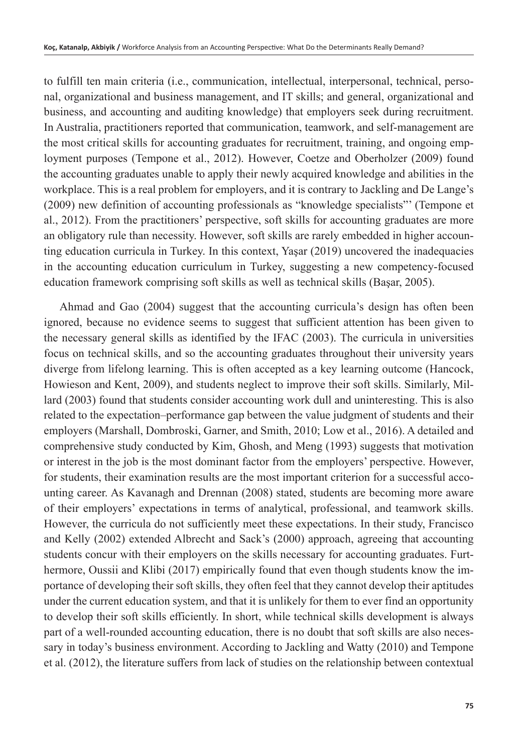to fulfill ten main criteria (i.e., communication, intellectual, interpersonal, technical, personal, organizational and business management, and IT skills; and general, organizational and business, and accounting and auditing knowledge) that employers seek during recruitment. In Australia, practitioners reported that communication, teamwork, and self-management are the most critical skills for accounting graduates for recruitment, training, and ongoing employment purposes (Tempone et al., 2012). However, Coetze and Oberholzer (2009) found the accounting graduates unable to apply their newly acquired knowledge and abilities in the workplace. This is a real problem for employers, and it is contrary to Jackling and De Lange's (2009) new definition of accounting professionals as "knowledge specialists"' (Tempone et al., 2012). From the practitioners' perspective, soft skills for accounting graduates are more an obligatory rule than necessity. However, soft skills are rarely embedded in higher accounting education curricula in Turkey. In this context, Yaşar (2019) uncovered the inadequacies in the accounting education curriculum in Turkey, suggesting a new competency-focused education framework comprising soft skills as well as technical skills (Başar, 2005).

Ahmad and Gao (2004) suggest that the accounting curricula's design has often been ignored, because no evidence seems to suggest that sufficient attention has been given to the necessary general skills as identified by the IFAC (2003). The curricula in universities focus on technical skills, and so the accounting graduates throughout their university years diverge from lifelong learning. This is often accepted as a key learning outcome (Hancock, Howieson and Kent, 2009), and students neglect to improve their soft skills. Similarly, Millard (2003) found that students consider accounting work dull and uninteresting. This is also related to the expectation–performance gap between the value judgment of students and their employers (Marshall, Dombroski, Garner, and Smith, 2010; Low et al., 2016). A detailed and comprehensive study conducted by Kim, Ghosh, and Meng (1993) suggests that motivation or interest in the job is the most dominant factor from the employers' perspective. However, for students, their examination results are the most important criterion for a successful accounting career. As Kavanagh and Drennan (2008) stated, students are becoming more aware of their employers' expectations in terms of analytical, professional, and teamwork skills. However, the curricula do not sufficiently meet these expectations. In their study, Francisco and Kelly (2002) extended Albrecht and Sack's (2000) approach, agreeing that accounting students concur with their employers on the skills necessary for accounting graduates. Furthermore, Oussii and Klibi (2017) empirically found that even though students know the importance of developing their soft skills, they often feel that they cannot develop their aptitudes under the current education system, and that it is unlikely for them to ever find an opportunity to develop their soft skills efficiently. In short, while technical skills development is always part of a well-rounded accounting education, there is no doubt that soft skills are also necessary in today's business environment. According to Jackling and Watty (2010) and Tempone et al. (2012), the literature suffers from lack of studies on the relationship between contextual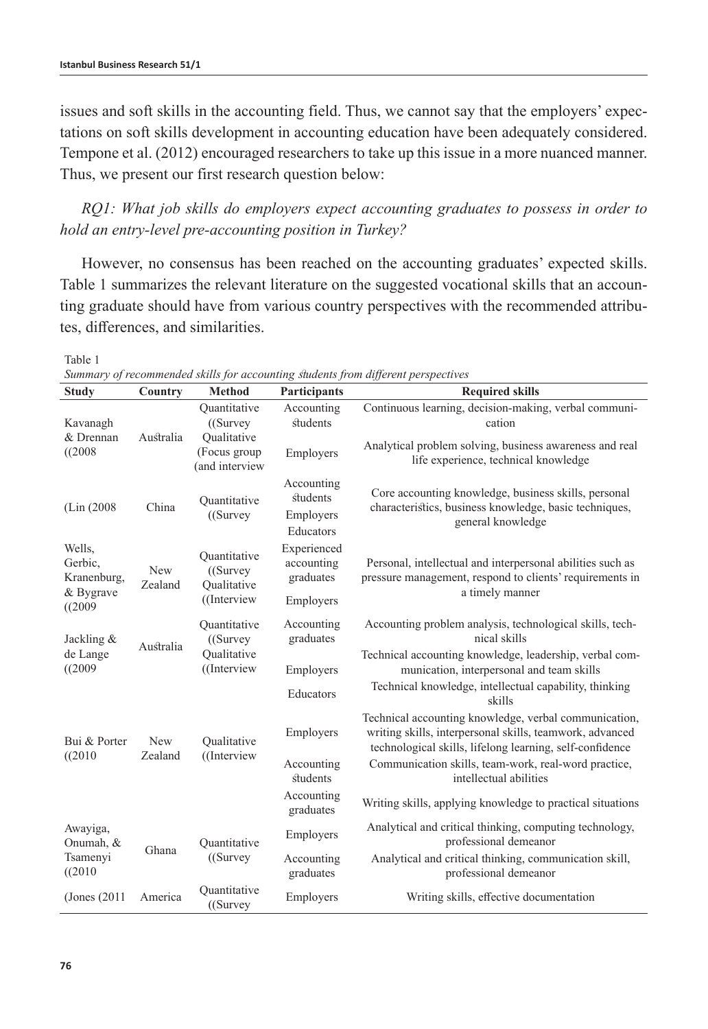issues and soft skills in the accounting field. Thus, we cannot say that the employers' expectations on soft skills development in accounting education have been adequately considered. Tempone et al. (2012) encouraged researchers to take up this issue in a more nuanced manner. Thus, we present our first research question below:

*RQ1: What job skills do employers expect accounting graduates to possess in order to hold an entry-level pre-accounting position in Turkey?*

However, no consensus has been reached on the accounting graduates' expected skills. Table 1 summarizes the relevant literature on the suggested vocational skills that an accounting graduate should have from various country perspectives with the recommended attributes, differences, and similarities.

Table 1
*Summary of recommended skills for accounting students from different perspectives*

| Study | Country | Method | Participants | Required skills |
|---|---|---|---|---|
| Kavanagh & Drennan (2008) | Australia | Quantitative (Survey) | Accounting students | Continuous learning, decision-making, verbal communication |
| | | Qualitative (Focus group and interview) | Employers | Analytical problem solving, business awareness and real life experience, technical knowledge |
| Lin (2008) | China | Quantitative (Survey) | Accounting students<br>Employers<br>Educators | Core accounting knowledge, business skills, personal characteristics, business knowledge, basic techniques, general knowledge |
| Wells, Gerbic, Kranenburg, & Bygrave (2009) | New Zealand | Quantitative (Survey)<br>Qualitative (Interview) | Experienced accounting graduates<br>Employers | Personal, intellectual and interpersonal abilities such as pressure management, respond to clients' requirements in a timely manner |
| Jackling & de Lange (2009) | Australia | Quantitative (Survey)<br>Qualitative (Interview) | Accounting graduates | Accounting problem analysis, technological skills, technical skills |
| | | | Employers | Technical accounting knowledge, leadership, verbal communication, interpersonal and team skills |
| | | | Educators | Technical knowledge, intellectual capability, thinking skills |
| Bui & Porter (2010) | New Zealand | Qualitative (Interview) | Employers | Technical accounting knowledge, verbal communication, writing skills, interpersonal skills, teamwork, advanced technological skills, lifelong learning, self-confidence |
| | | | Accounting students | Communication skills, team-work, real-word practice, intellectual abilities |
| | | | Accounting graduates | Writing skills, applying knowledge to practical situations |
| Awayiga, Onumah, & Tsamenyi (2010) | Ghana | Quantitative (Survey) | Employers | Analytical and critical thinking, computing technology, professional demeanor |
| | | | Accounting graduates | Analytical and critical thinking, communication skill, professional demeanor |
| Jones (2011) | America | Quantitative (Survey) | Employers | Writing skills, effective documentation |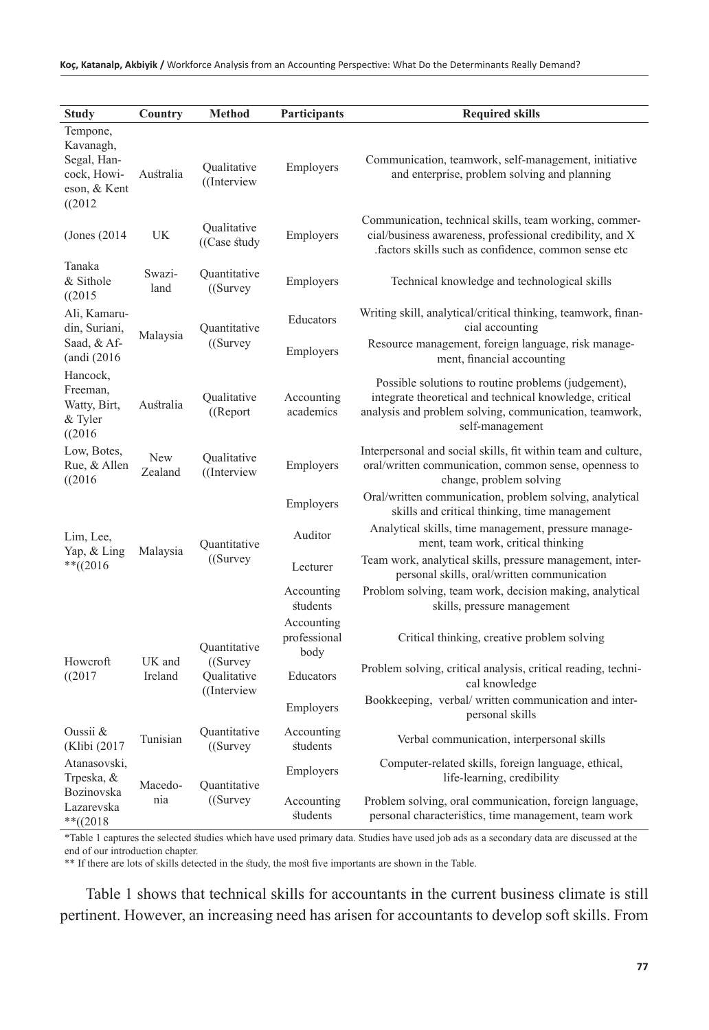| Study | Country | Method | Participants | Required skills |
|---|---|---|---|---|
| Tempone, Kavanagh, Segal, Hancock, Howieson, & Kent ((2012 | Australia | Qualitative ((Interview | Employers | Communication, teamwork, self-management, initiative and enterprise, problem solving and planning |
| (Jones (2014 | UK | Qualitative ((Case study | Employers | Communication, technical skills, team working, commercial/business awareness, professional credibility, and X .factors skills such as confidence, common sense etc |
| Tanaka & Sithole ((2015 | Swaziland | Quantitative ((Survey | Employers | Technical knowledge and technological skills |
| Ali, Kamarudin, Suriani, Saad, & Afandi (2016 | Malaysia | Quantitative ((Survey | Educators | Writing skill, analytical/critical thinking, teamwork, financial accounting |
| | | | Employers | Resource management, foreign language, risk management, financial accounting |
| Hancock, Freeman, Watty, Birt, & Tyler ((2016 | Australia | Qualitative ((Report | Accounting academics | Possible solutions to routine problems (judgement), integrate theoretical and technical knowledge, critical analysis and problem solving, communication, teamwork, self-management |
| Low, Botes, Rue, & Allen ((2016 | New Zealand | Qualitative ((Interview | Employers | Interpersonal and social skills, fit within team and culture, oral/written communication, common sense, openness to change, problem solving |
| Lim, Lee, Yap, & Ling **((2016 | Malaysia | Quantitative ((Survey | Employers | Oral/written communication, problem solving, analytical skills and critical thinking, time management |
| | | | Auditor | Analytical skills, time management, pressure management, team work, critical thinking |
| | | | Lecturer | Team work, analytical skills, pressure management, interpersonal skills, oral/written communication |
| | | | Accounting students | Problom solving, team work, decision making, analytical skills, pressure management |
| Howcroft ((2017 | UK and Ireland | Quantitative ((Survey Qualitative ((Interview | Accounting professional body | Critical thinking, creative problem solving |
| | | | Educators | Problem solving, critical analysis, critical reading, technical knowledge |
| | | | Employers | Bookkeeping, verbal/ written communication and interpersonal skills |
| Oussii & (Klibi (2017 | Tunisian | Quantitative ((Survey | Accounting students | Verbal communication, interpersonal skills |
| Atanasovski, Trpeska, & Bozinovska Lazarevska **((2018 | Macedonia | Quantitative ((Survey | Employers | Computer-related skills, foreign language, ethical, life-learning, credibility |
| | | | Accounting students | Problem solving, oral communication, foreign language, personal characteristics, time management, team work |

*Table 1 captures the selected studies which have used primary data. Studies have used job ads as a secondary data are discussed at the end of our introduction chapter.

** If there are lots of skills detected in the study, the most five importants are shown in the Table.

Table 1 shows that technical skills for accountants in the current business climate is still pertinent. However, an increasing need has arisen for accountants to develop soft skills. From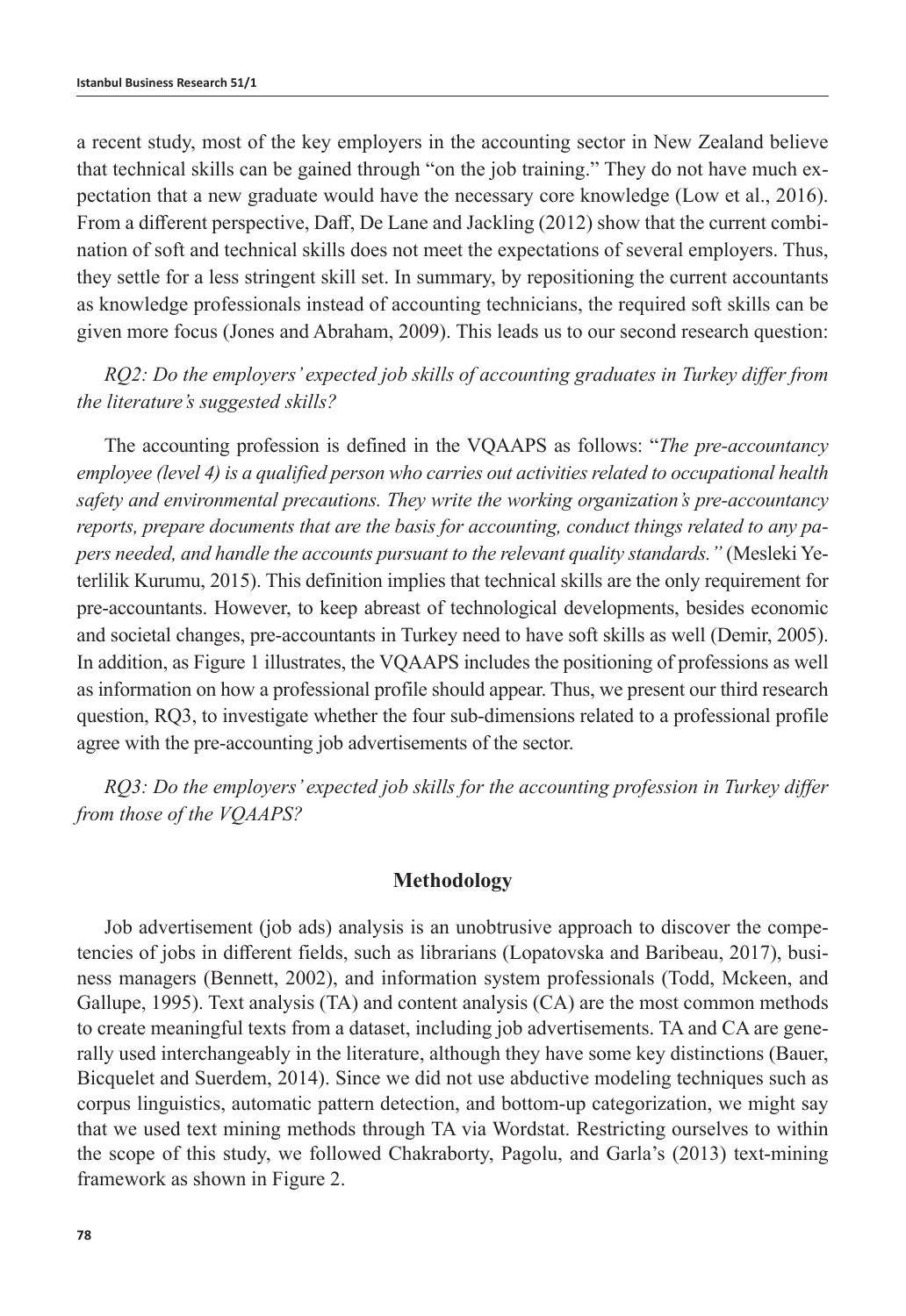a recent study, most of the key employers in the accounting sector in New Zealand believe that technical skills can be gained through "on the job training." They do not have much expectation that a new graduate would have the necessary core knowledge (Low et al., 2016). From a different perspective, Daff, De Lane and Jackling (2012) show that the current combination of soft and technical skills does not meet the expectations of several employers. Thus, they settle for a less stringent skill set. In summary, by repositioning the current accountants as knowledge professionals instead of accounting technicians, the required soft skills can be given more focus (Jones and Abraham, 2009). This leads us to our second research question:

*RQ2: Do the employers' expected job skills of accounting graduates in Turkey differ from the literature's suggested skills?*

The accounting profession is defined in the VQAAPS as follows: "*The pre-accountancy employee (level 4) is a qualified person who carries out activities related to occupational health safety and environmental precautions. They write the working organization's pre-accountancy reports, prepare documents that are the basis for accounting, conduct things related to any papers needed, and handle the accounts pursuant to the relevant quality standards.*" (Mesleki Yeterlilik Kurumu, 2015). This definition implies that technical skills are the only requirement for pre-accountants. However, to keep abreast of technological developments, besides economic and societal changes, pre-accountants in Turkey need to have soft skills as well (Demir, 2005). In addition, as Figure 1 illustrates, the VQAAPS includes the positioning of professions as well as information on how a professional profile should appear. Thus, we present our third research question, RQ3, to investigate whether the four sub-dimensions related to a professional profile agree with the pre-accounting job advertisements of the sector.

*RQ3: Do the employers' expected job skills for the accounting profession in Turkey differ from those of the VQAAPS?*

## Methodology

Job advertisement (job ads) analysis is an unobtrusive approach to discover the competencies of jobs in different fields, such as librarians (Lopatovska and Baribeau, 2017), business managers (Bennett, 2002), and information system professionals (Todd, Mckeen, and Gallupe, 1995). Text analysis (TA) and content analysis (CA) are the most common methods to create meaningful texts from a dataset, including job advertisements. TA and CA are generally used interchangeably in the literature, although they have some key distinctions (Bauer, Bicquelet and Suerdem, 2014). Since we did not use abductive modeling techniques such as corpus linguistics, automatic pattern detection, and bottom-up categorization, we might say that we used text mining methods through TA via Wordstat. Restricting ourselves to within the scope of this study, we followed Chakraborty, Pagolu, and Garla's (2013) text-mining framework as shown in Figure 2.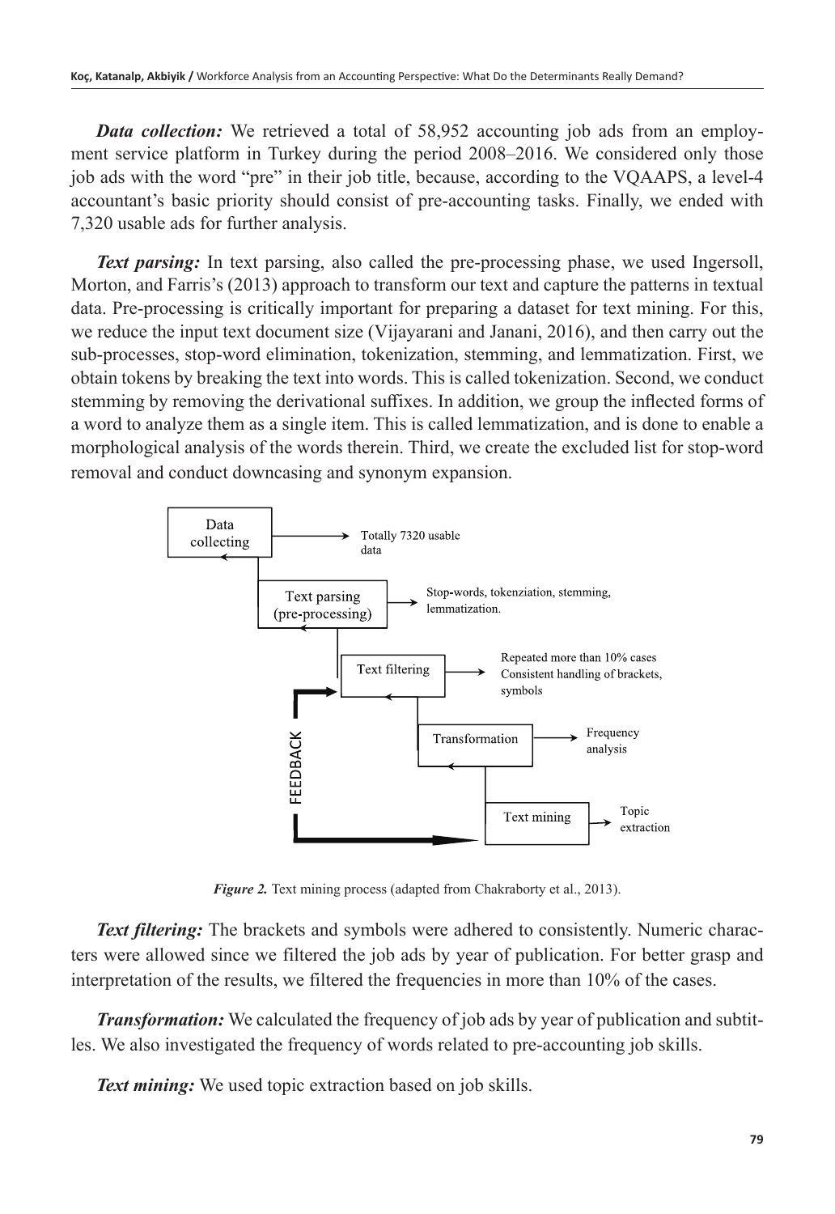***Data collection:*** We retrieved a total of 58,952 accounting job ads from an employment service platform in Turkey during the period 2008–2016. We considered only those job ads with the word "pre" in their job title, because, according to the VQAAPS, a level-4 accountant's basic priority should consist of pre-accounting tasks. Finally, we ended with 7,320 usable ads for further analysis.

***Text parsing:*** In text parsing, also called the pre-processing phase, we used Ingersoll, Morton, and Farris's (2013) approach to transform our text and capture the patterns in textual data. Pre-processing is critically important for preparing a dataset for text mining. For this, we reduce the input text document size (Vijayarani and Janani, 2016), and then carry out the sub-processes, stop-word elimination, tokenization, stemming, and lemmatization. First, we obtain tokens by breaking the text into words. This is called tokenization. Second, we conduct stemming by removing the derivational suffixes. In addition, we group the inflected forms of a word to analyze them as a single item. This is called lemmatization, and is done to enable a morphological analysis of the words therein. Third, we create the excluded list for stop-word removal and conduct downcasing and synonym expansion.

Data collecting → Totally 7320 usable data

Text parsing (pre-processing) → Stop-words, tokenziation, stemming, lemmatization.

Text filtering → Repeated more than 10% cases Consistent handling of brackets, symbols

Transformation → Frequency analysis

Text mining → Topic extraction

FEEDBACK

***Figure 2.*** Text mining process (adapted from Chakraborty et al., 2013).

***Text filtering:*** The brackets and symbols were adhered to consistently. Numeric characters were allowed since we filtered the job ads by year of publication. For better grasp and interpretation of the results, we filtered the frequencies in more than 10% of the cases.

***Transformation:*** We calculated the frequency of job ads by year of publication and subtitles. We also investigated the frequency of words related to pre-accounting job skills.

***Text mining:*** We used topic extraction based on job skills.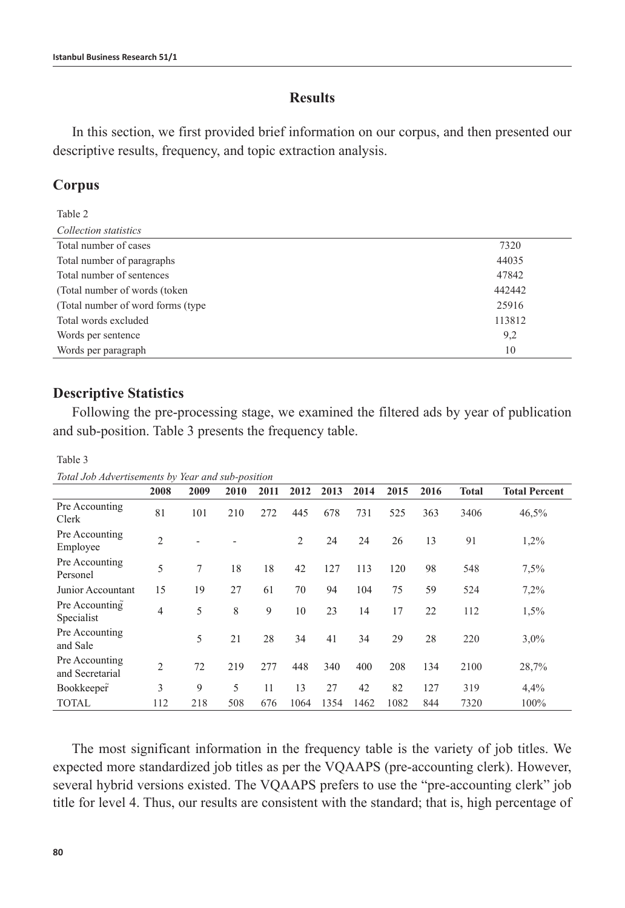## Results

In this section, we first provided brief information on our corpus, and then presented our descriptive results, frequency, and topic extraction analysis.

### Corpus

Table 2

*Collection statistics*

| | |
|---|---|
| Total number of cases | 7320 |
| Total number of paragraphs | 44035 |
| Total number of sentences | 47842 |
| (Total number of words (token | 442442 |
| (Total number of word forms (type | 25916 |
| Total words excluded | 113812 |
| Words per sentence | 9,2 |
| Words per paragraph | 10 |

### Descriptive Statistics

Following the pre-processing stage, we examined the filtered ads by year of publication and sub-position. Table 3 presents the frequency table.

Table 3

*Total Job Advertisements by Year and sub-position*

| | 2008 | 2009 | 2010 | 2011 | 2012 | 2013 | 2014 | 2015 | 2016 | Total | Total Percent |
|---|---|---|---|---|---|---|---|---|---|---|---|
| Pre Accounting Clerk | 81 | 101 | 210 | 272 | 445 | 678 | 731 | 525 | 363 | 3406 | 46,5% |
| Pre Accounting Employee | 2 | - | - | | 2 | 24 | 24 | 26 | 13 | 91 | 1,2% |
| Pre Accounting Personel | 5 | 7 | 18 | 18 | 42 | 127 | 113 | 120 | 98 | 548 | 7,5% |
| Junior Accountant | 15 | 19 | 27 | 61 | 70 | 94 | 104 | 75 | 59 | 524 | 7,2% |
| Pre Accounting Specialist | 4 | 5 | 8 | 9 | 10 | 23 | 14 | 17 | 22 | 112 | 1,5% |
| Pre Accounting and Sale | | 5 | 21 | 28 | 34 | 41 | 34 | 29 | 28 | 220 | 3,0% |
| Pre Accounting and Secretarial | 2 | 72 | 219 | 277 | 448 | 340 | 400 | 208 | 134 | 2100 | 28,7% |
| Bookkeeper | 3 | 9 | 5 | 11 | 13 | 27 | 42 | 82 | 127 | 319 | 4,4% |
| TOTAL | 112 | 218 | 508 | 676 | 1064 | 1354 | 1462 | 1082 | 844 | 7320 | 100% |

The most significant information in the frequency table is the variety of job titles. We expected more standardized job titles as per the VQAAPS (pre-accounting clerk). However, several hybrid versions existed. The VQAAPS prefers to use the "pre-accounting clerk" job title for level 4. Thus, our results are consistent with the standard; that is, high percentage of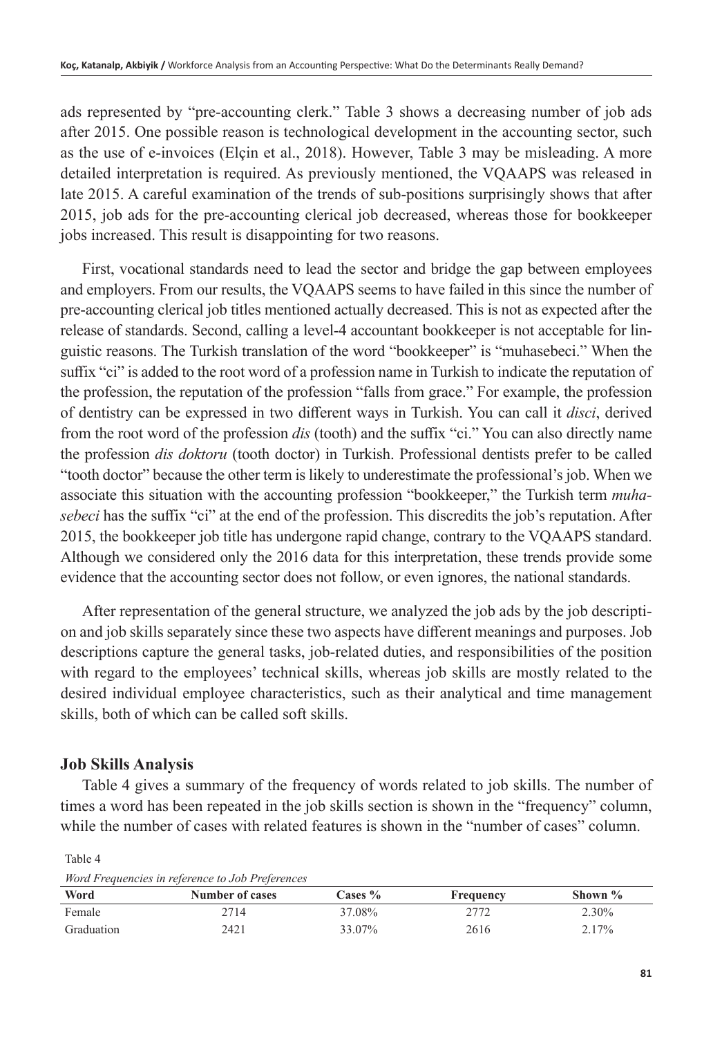ads represented by "pre-accounting clerk." Table 3 shows a decreasing number of job ads after 2015. One possible reason is technological development in the accounting sector, such as the use of e-invoices (Elçin et al., 2018). However, Table 3 may be misleading. A more detailed interpretation is required. As previously mentioned, the VQAAPS was released in late 2015. A careful examination of the trends of sub-positions surprisingly shows that after 2015, job ads for the pre-accounting clerical job decreased, whereas those for bookkeeper jobs increased. This result is disappointing for two reasons.

First, vocational standards need to lead the sector and bridge the gap between employees and employers. From our results, the VQAAPS seems to have failed in this since the number of pre-accounting clerical job titles mentioned actually decreased. This is not as expected after the release of standards. Second, calling a level-4 accountant bookkeeper is not acceptable for linguistic reasons. The Turkish translation of the word "bookkeeper" is "muhasebeci." When the suffix "ci" is added to the root word of a profession name in Turkish to indicate the reputation of the profession, the reputation of the profession "falls from grace." For example, the profession of dentistry can be expressed in two different ways in Turkish. You can call it *disci*, derived from the root word of the profession *dis* (tooth) and the suffix "ci." You can also directly name the profession *dis doktoru* (tooth doctor) in Turkish. Professional dentists prefer to be called "tooth doctor" because the other term is likely to underestimate the professional's job. When we associate this situation with the accounting profession "bookkeeper," the Turkish term *muhasebeci* has the suffix "ci" at the end of the profession. This discredits the job's reputation. After 2015, the bookkeeper job title has undergone rapid change, contrary to the VQAAPS standard. Although we considered only the 2016 data for this interpretation, these trends provide some evidence that the accounting sector does not follow, or even ignores, the national standards.

After representation of the general structure, we analyzed the job ads by the job description and job skills separately since these two aspects have different meanings and purposes. Job descriptions capture the general tasks, job-related duties, and responsibilities of the position with regard to the employees' technical skills, whereas job skills are mostly related to the desired individual employee characteristics, such as their analytical and time management skills, both of which can be called soft skills.

## Job Skills Analysis

Table 4 gives a summary of the frequency of words related to job skills. The number of times a word has been repeated in the job skills section is shown in the "frequency" column, while the number of cases with related features is shown in the "number of cases" column.

Table 4

*Word Frequencies in reference to Job Preferences*

| Word | Number of cases | Cases % | Frequency | Shown % |
|---|---|---|---|---|
| Female | 2714 | 37.08% | 2772 | 2.30% |
| Graduation | 2421 | 33.07% | 2616 | 2.17% |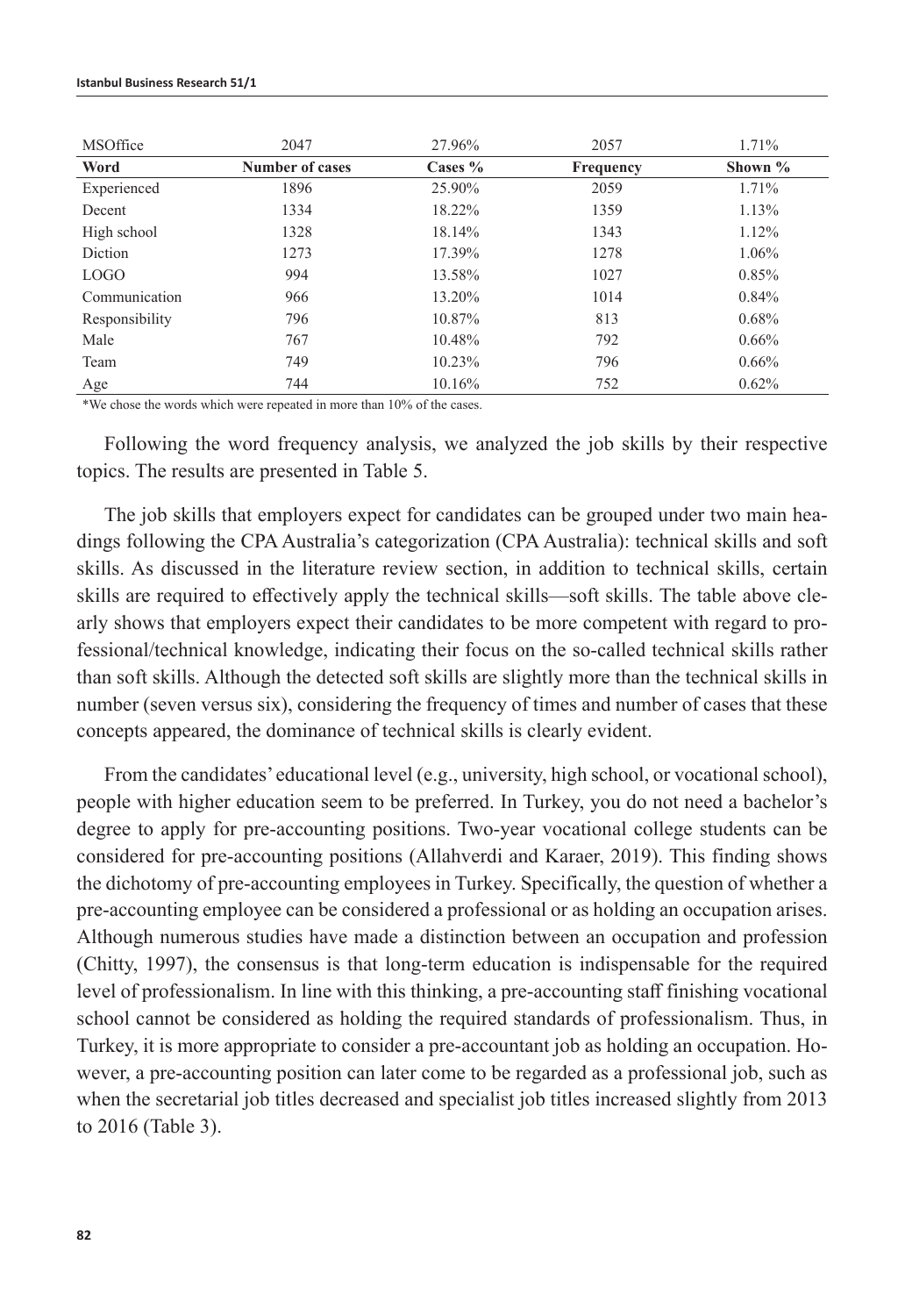| MSOffice | 2047 | 27.96% | 2057 | 1.71% |
|---|---|---|---|---|
| **Word** | **Number of cases** | **Cases %** | **Frequency** | **Shown %** |
| Experienced | 1896 | 25.90% | 2059 | 1.71% |
| Decent | 1334 | 18.22% | 1359 | 1.13% |
| High school | 1328 | 18.14% | 1343 | 1.12% |
| Diction | 1273 | 17.39% | 1278 | 1.06% |
| LOGO | 994 | 13.58% | 1027 | 0.85% |
| Communication | 966 | 13.20% | 1014 | 0.84% |
| Responsibility | 796 | 10.87% | 813 | 0.68% |
| Male | 767 | 10.48% | 792 | 0.66% |
| Team | 749 | 10.23% | 796 | 0.66% |
| Age | 744 | 10.16% | 752 | 0.62% |

*We chose the words which were repeated in more than 10% of the cases.

Following the word frequency analysis, we analyzed the job skills by their respective topics. The results are presented in Table 5.

The job skills that employers expect for candidates can be grouped under two main headings following the CPA Australia's categorization (CPA Australia): technical skills and soft skills. As discussed in the literature review section, in addition to technical skills, certain skills are required to effectively apply the technical skills—soft skills. The table above clearly shows that employers expect their candidates to be more competent with regard to professional/technical knowledge, indicating their focus on the so-called technical skills rather than soft skills. Although the detected soft skills are slightly more than the technical skills in number (seven versus six), considering the frequency of times and number of cases that these concepts appeared, the dominance of technical skills is clearly evident.

From the candidates' educational level (e.g., university, high school, or vocational school), people with higher education seem to be preferred. In Turkey, you do not need a bachelor's degree to apply for pre-accounting positions. Two-year vocational college students can be considered for pre-accounting positions (Allahverdi and Karaer, 2019). This finding shows the dichotomy of pre-accounting employees in Turkey. Specifically, the question of whether a pre-accounting employee can be considered a professional or as holding an occupation arises. Although numerous studies have made a distinction between an occupation and profession (Chitty, 1997), the consensus is that long-term education is indispensable for the required level of professionalism. In line with this thinking, a pre-accounting staff finishing vocational school cannot be considered as holding the required standards of professionalism. Thus, in Turkey, it is more appropriate to consider a pre-accountant job as holding an occupation. However, a pre-accounting position can later come to be regarded as a professional job, such as when the secretarial job titles decreased and specialist job titles increased slightly from 2013 to 2016 (Table 3).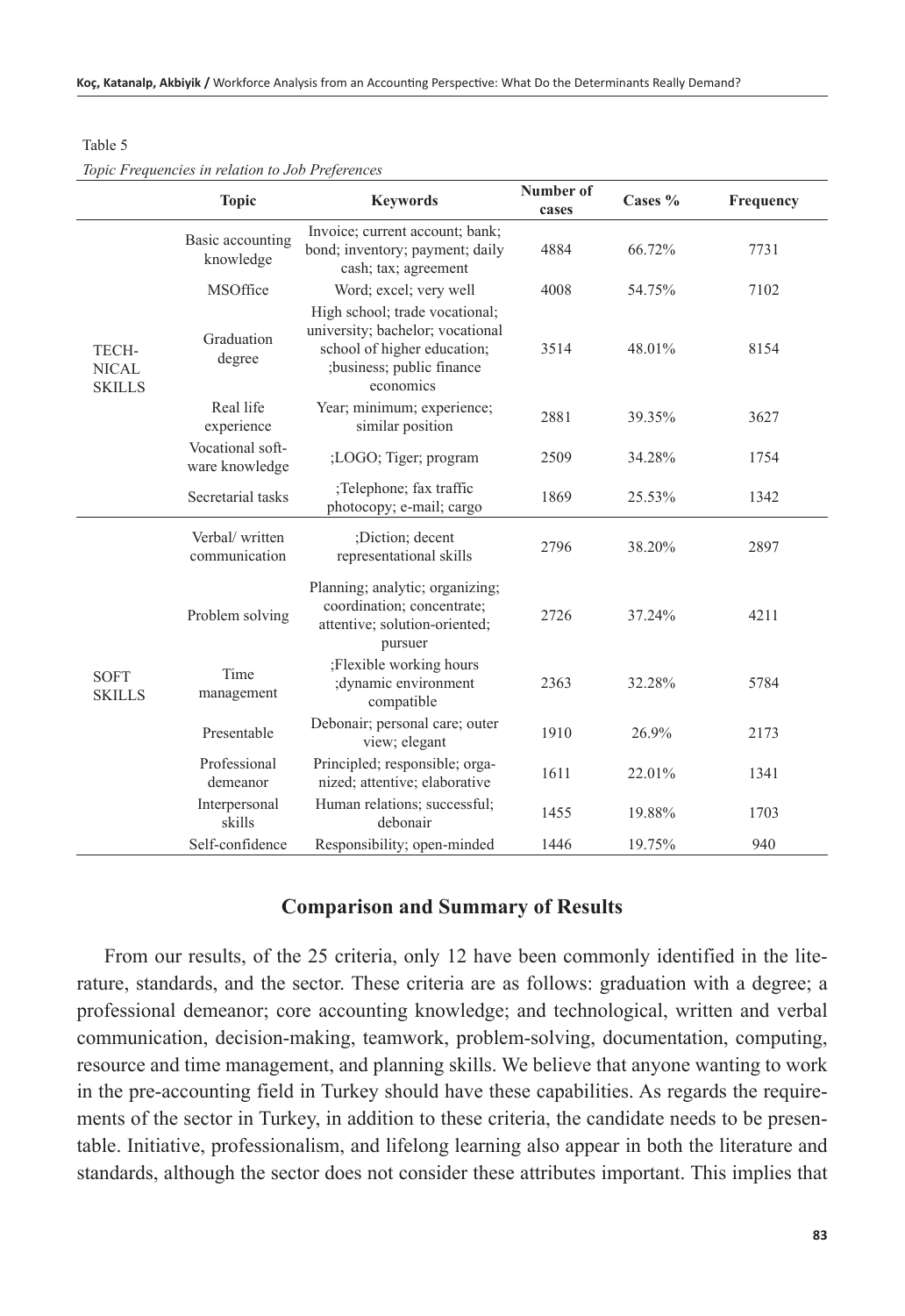Table 5

*Topic Frequencies in relation to Job Preferences*

| | Topic | Keywords | Number of cases | Cases % | Frequency |
|---|---|---|---|---|---|
| TECHNICAL SKILLS | Basic accounting knowledge | Invoice; current account; bank; bond; inventory; payment; daily cash; tax; agreement | 4884 | 66.72% | 7731 |
| | MSOffice | Word; excel; very well | 4008 | 54.75% | 7102 |
| | Graduation degree | High school; trade vocational; university; bachelor; vocational school of higher education; ;business; public finance economics | 3514 | 48.01% | 8154 |
| | Real life experience | Year; minimum; experience; similar position | 2881 | 39.35% | 3627 |
| | Vocational software knowledge | ;LOGO; Tiger; program | 2509 | 34.28% | 1754 |
| | Secretarial tasks | ;Telephone; fax traffic photocopy; e-mail; cargo | 1869 | 25.53% | 1342 |
| SOFT SKILLS | Verbal/ written communication | ;Diction; decent representational skills | 2796 | 38.20% | 2897 |
| | Problem solving | Planning; analytic; organizing; coordination; concentrate; attentive; solution-oriented; pursuer | 2726 | 37.24% | 4211 |
| | Time management | ;Flexible working hours ;dynamic environment compatible | 2363 | 32.28% | 5784 |
| | Presentable | Debonair; personal care; outer view; elegant | 1910 | 26.9% | 2173 |
| | Professional demeanor | Principled; responsible; organized; attentive; elaborative | 1611 | 22.01% | 1341 |
| | Interpersonal skills | Human relations; successful; debonair | 1455 | 19.88% | 1703 |
| | Self-confidence | Responsibility; open-minded | 1446 | 19.75% | 940 |

## Comparison and Summary of Results

From our results, of the 25 criteria, only 12 have been commonly identified in the literature, standards, and the sector. These criteria are as follows: graduation with a degree; a professional demeanor; core accounting knowledge; and technological, written and verbal communication, decision-making, teamwork, problem-solving, documentation, computing, resource and time management, and planning skills. We believe that anyone wanting to work in the pre-accounting field in Turkey should have these capabilities. As regards the requirements of the sector in Turkey, in addition to these criteria, the candidate needs to be presentable. Initiative, professionalism, and lifelong learning also appear in both the literature and standards, although the sector does not consider these attributes important. This implies that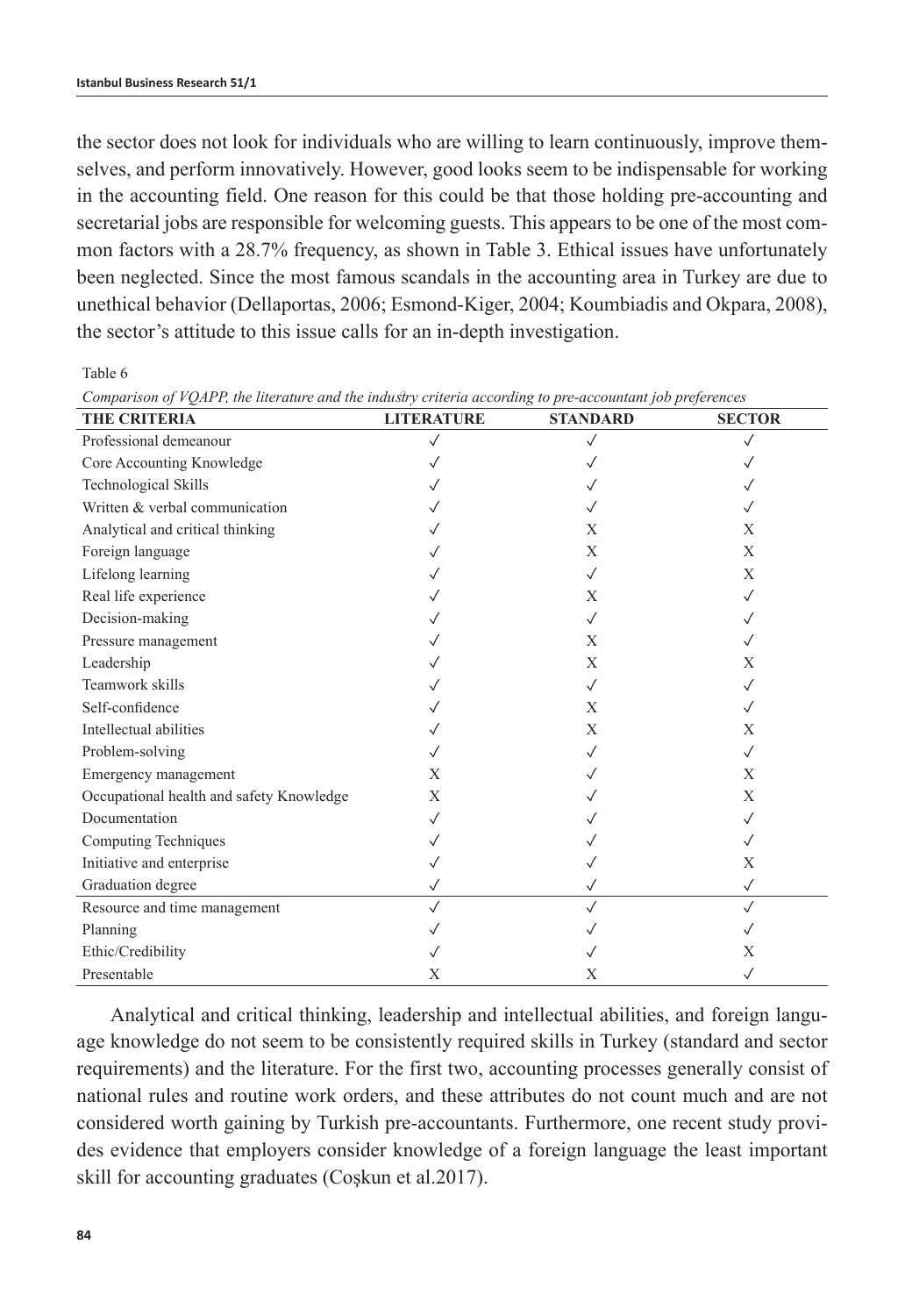the sector does not look for individuals who are willing to learn continuously, improve themselves, and perform innovatively. However, good looks seem to be indispensable for working in the accounting field. One reason for this could be that those holding pre-accounting and secretarial jobs are responsible for welcoming guests. This appears to be one of the most common factors with a 28.7% frequency, as shown in Table 3. Ethical issues have unfortunately been neglected. Since the most famous scandals in the accounting area in Turkey are due to unethical behavior (Dellaportas, 2006; Esmond-Kiger, 2004; Koumbiadis and Okpara, 2008), the sector's attitude to this issue calls for an in-depth investigation.

Table 6

*Comparison of VQAPP, the literature and the industry criteria according to pre-accountant job preferences*

| THE CRITERIA | LITERATURE | STANDARD | SECTOR |
|---|---|---|---|
| Professional demeanour | ✓ | ✓ | ✓ |
| Core Accounting Knowledge | ✓ | ✓ | ✓ |
| Technological Skills | ✓ | ✓ | ✓ |
| Written & verbal communication | ✓ | ✓ | ✓ |
| Analytical and critical thinking | ✓ | X | X |
| Foreign language | ✓ | X | X |
| Lifelong learning | ✓ | ✓ | X |
| Real life experience | ✓ | X | ✓ |
| Decision-making | ✓ | ✓ | ✓ |
| Pressure management | ✓ | X | ✓ |
| Leadership | ✓ | X | X |
| Teamwork skills | ✓ | ✓ | ✓ |
| Self-confidence | ✓ | X | ✓ |
| Intellectual abilities | ✓ | X | X |
| Problem-solving | ✓ | ✓ | ✓ |
| Emergency management | X | ✓ | X |
| Occupational health and safety Knowledge | X | ✓ | X |
| Documentation | ✓ | ✓ | ✓ |
| Computing Techniques | ✓ | ✓ | ✓ |
| Initiative and enterprise | ✓ | ✓ | X |
| Graduation degree | ✓ | ✓ | ✓ |
| Resource and time management | ✓ | ✓ | ✓ |
| Planning | ✓ | ✓ | ✓ |
| Ethic/Credibility | ✓ | ✓ | X |
| Presentable | X | X | ✓ |

Analytical and critical thinking, leadership and intellectual abilities, and foreign language knowledge do not seem to be consistently required skills in Turkey (standard and sector requirements) and the literature. For the first two, accounting processes generally consist of national rules and routine work orders, and these attributes do not count much and are not considered worth gaining by Turkish pre-accountants. Furthermore, one recent study provides evidence that employers consider knowledge of a foreign language the least important skill for accounting graduates (Coşkun et al.2017).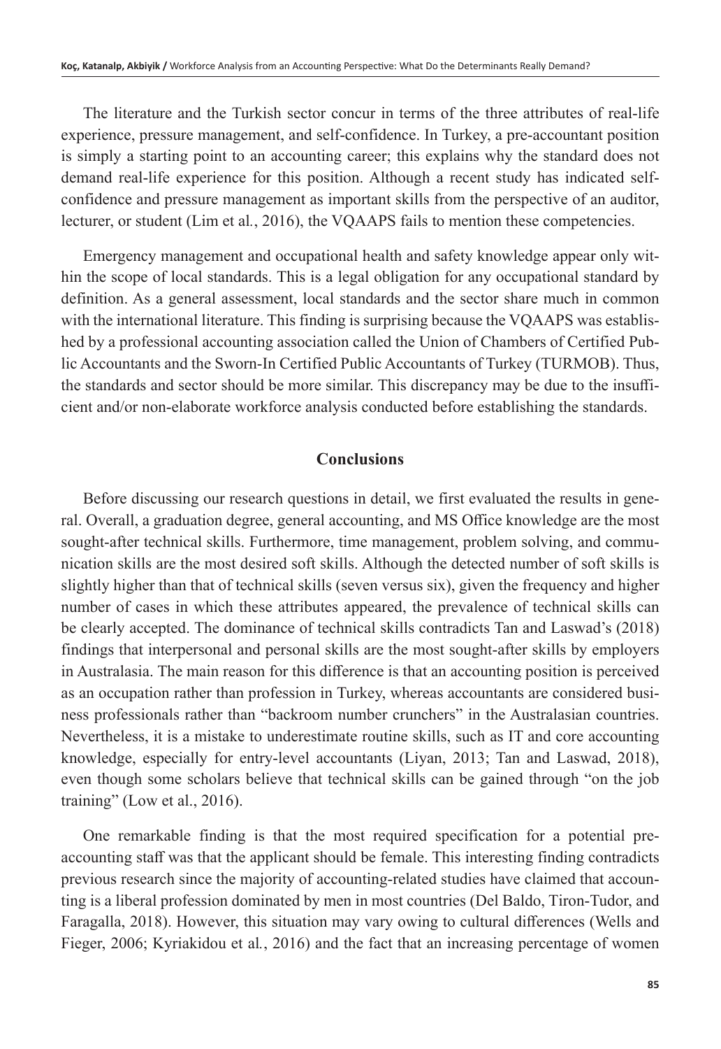The literature and the Turkish sector concur in terms of the three attributes of real-life experience, pressure management, and self-confidence. In Turkey, a pre-accountant position is simply a starting point to an accounting career; this explains why the standard does not demand real-life experience for this position. Although a recent study has indicated self-confidence and pressure management as important skills from the perspective of an auditor, lecturer, or student (Lim et al*.*, 2016), the VQAAPS fails to mention these competencies.

Emergency management and occupational health and safety knowledge appear only within the scope of local standards. This is a legal obligation for any occupational standard by definition. As a general assessment, local standards and the sector share much in common with the international literature. This finding is surprising because the VQAAPS was established by a professional accounting association called the Union of Chambers of Certified Public Accountants and the Sworn-In Certified Public Accountants of Turkey (TURMOB). Thus, the standards and sector should be more similar. This discrepancy may be due to the insufficient and/or non-elaborate workforce analysis conducted before establishing the standards.

## Conclusions

Before discussing our research questions in detail, we first evaluated the results in general. Overall, a graduation degree, general accounting, and MS Office knowledge are the most sought-after technical skills. Furthermore, time management, problem solving, and communication skills are the most desired soft skills. Although the detected number of soft skills is slightly higher than that of technical skills (seven versus six), given the frequency and higher number of cases in which these attributes appeared, the prevalence of technical skills can be clearly accepted. The dominance of technical skills contradicts Tan and Laswad's (2018) findings that interpersonal and personal skills are the most sought-after skills by employers in Australasia. The main reason for this difference is that an accounting position is perceived as an occupation rather than profession in Turkey, whereas accountants are considered business professionals rather than "backroom number crunchers" in the Australasian countries. Nevertheless, it is a mistake to underestimate routine skills, such as IT and core accounting knowledge, especially for entry-level accountants (Liyan, 2013; Tan and Laswad, 2018), even though some scholars believe that technical skills can be gained through "on the job training" (Low et al., 2016).

One remarkable finding is that the most required specification for a potential pre-accounting staff was that the applicant should be female. This interesting finding contradicts previous research since the majority of accounting-related studies have claimed that accounting is a liberal profession dominated by men in most countries (Del Baldo, Tiron-Tudor, and Faragalla, 2018). However, this situation may vary owing to cultural differences (Wells and Fieger, 2006; Kyriakidou et al*.*, 2016) and the fact that an increasing percentage of women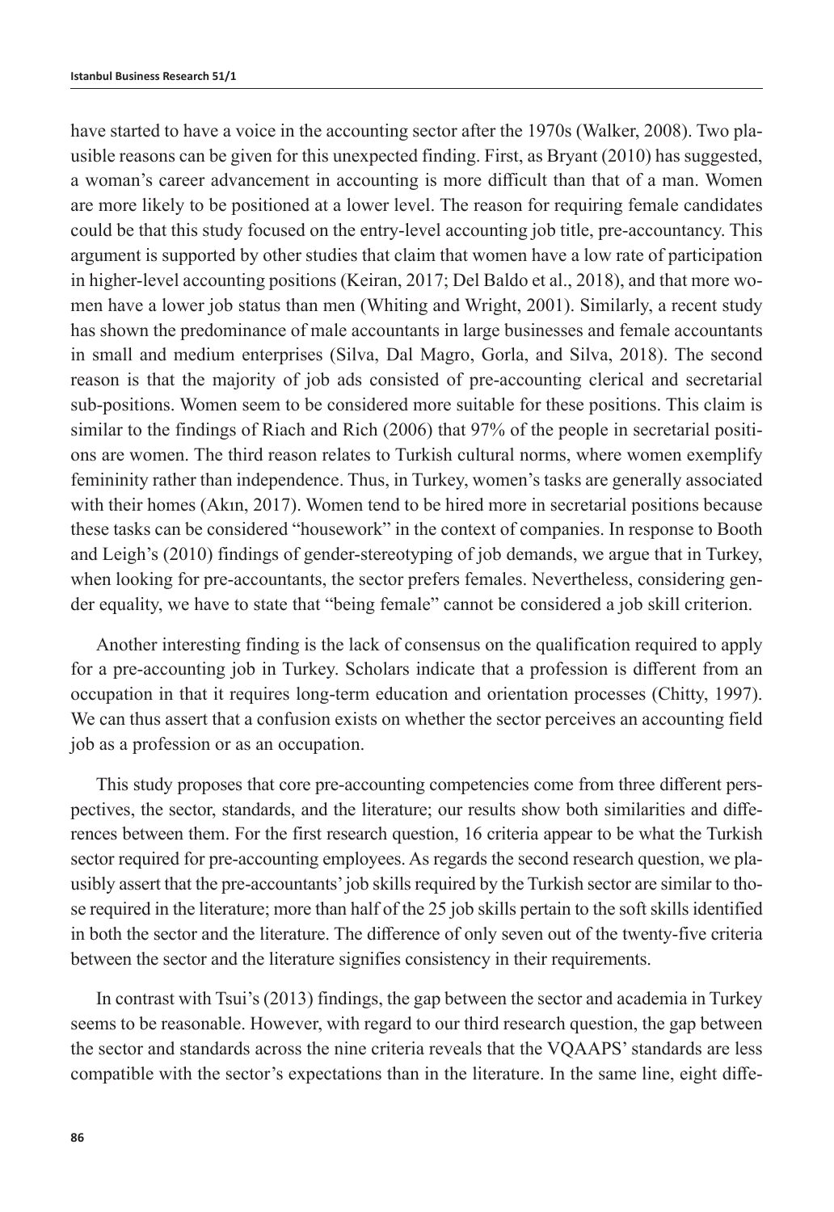have started to have a voice in the accounting sector after the 1970s (Walker, 2008). Two plausible reasons can be given for this unexpected finding. First, as Bryant (2010) has suggested, a woman's career advancement in accounting is more difficult than that of a man. Women are more likely to be positioned at a lower level. The reason for requiring female candidates could be that this study focused on the entry-level accounting job title, pre-accountancy. This argument is supported by other studies that claim that women have a low rate of participation in higher-level accounting positions (Keiran, 2017; Del Baldo et al., 2018), and that more women have a lower job status than men (Whiting and Wright, 2001). Similarly, a recent study has shown the predominance of male accountants in large businesses and female accountants in small and medium enterprises (Silva, Dal Magro, Gorla, and Silva, 2018). The second reason is that the majority of job ads consisted of pre-accounting clerical and secretarial sub-positions. Women seem to be considered more suitable for these positions. This claim is similar to the findings of Riach and Rich (2006) that 97% of the people in secretarial positions are women. The third reason relates to Turkish cultural norms, where women exemplify femininity rather than independence. Thus, in Turkey, women's tasks are generally associated with their homes (Akın, 2017). Women tend to be hired more in secretarial positions because these tasks can be considered "housework" in the context of companies. In response to Booth and Leigh's (2010) findings of gender-stereotyping of job demands, we argue that in Turkey, when looking for pre-accountants, the sector prefers females. Nevertheless, considering gender equality, we have to state that "being female" cannot be considered a job skill criterion.

Another interesting finding is the lack of consensus on the qualification required to apply for a pre-accounting job in Turkey. Scholars indicate that a profession is different from an occupation in that it requires long-term education and orientation processes (Chitty, 1997). We can thus assert that a confusion exists on whether the sector perceives an accounting field job as a profession or as an occupation.

This study proposes that core pre-accounting competencies come from three different perspectives, the sector, standards, and the literature; our results show both similarities and differences between them. For the first research question, 16 criteria appear to be what the Turkish sector required for pre-accounting employees. As regards the second research question, we plausibly assert that the pre-accountants' job skills required by the Turkish sector are similar to those required in the literature; more than half of the 25 job skills pertain to the soft skills identified in both the sector and the literature. The difference of only seven out of the twenty-five criteria between the sector and the literature signifies consistency in their requirements.

In contrast with Tsui's (2013) findings, the gap between the sector and academia in Turkey seems to be reasonable. However, with regard to our third research question, the gap between the sector and standards across the nine criteria reveals that the VQAAPS' standards are less compatible with the sector's expectations than in the literature. In the same line, eight diffe-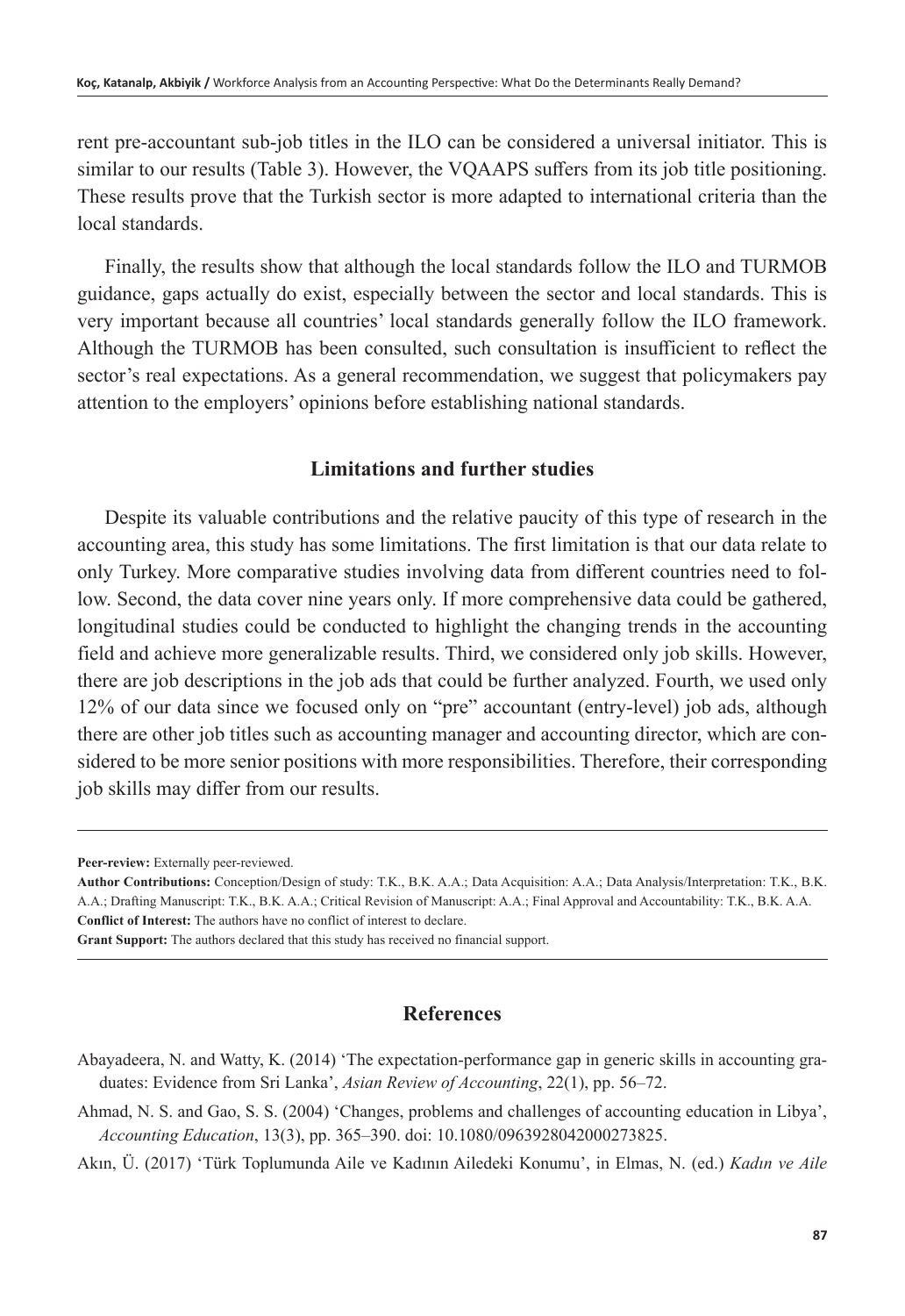rent pre-accountant sub-job titles in the ILO can be considered a universal initiator. This is similar to our results (Table 3). However, the VQAAPS suffers from its job title positioning. These results prove that the Turkish sector is more adapted to international criteria than the local standards.

Finally, the results show that although the local standards follow the ILO and TURMOB guidance, gaps actually do exist, especially between the sector and local standards. This is very important because all countries' local standards generally follow the ILO framework. Although the TURMOB has been consulted, such consultation is insufficient to reflect the sector's real expectations. As a general recommendation, we suggest that policymakers pay attention to the employers' opinions before establishing national standards.

## Limitations and further studies

Despite its valuable contributions and the relative paucity of this type of research in the accounting area, this study has some limitations. The first limitation is that our data relate to only Turkey. More comparative studies involving data from different countries need to follow. Second, the data cover nine years only. If more comprehensive data could be gathered, longitudinal studies could be conducted to highlight the changing trends in the accounting field and achieve more generalizable results. Third, we considered only job skills. However, there are job descriptions in the job ads that could be further analyzed. Fourth, we used only 12% of our data since we focused only on "pre" accountant (entry-level) job ads, although there are other job titles such as accounting manager and accounting director, which are considered to be more senior positions with more responsibilities. Therefore, their corresponding job skills may differ from our results.

---

**Peer-review:** Externally peer-reviewed.

**Author Contributions:** Conception/Design of study: T.K., B.K. A.A.; Data Acquisition: A.A.; Data Analysis/Interpretation: T.K., B.K. A.A.; Drafting Manuscript: T.K., B.K. A.A.; Critical Revision of Manuscript: A.A.; Final Approval and Accountability: T.K., B.K. A.A.

**Conflict of Interest:** The authors have no conflict of interest to declare.

**Grant Support:** The authors declared that this study has received no financial support.

---

## References

Abayadeera, N. and Watty, K. (2014) 'The expectation-performance gap in generic skills in accounting graduates: Evidence from Sri Lanka', *Asian Review of Accounting*, 22(1), pp. 56–72.

Ahmad, N. S. and Gao, S. S. (2004) 'Changes, problems and challenges of accounting education in Libya', *Accounting Education*, 13(3), pp. 365–390. doi: 10.1080/0963928042000273825.

Akın, Ü. (2017) 'Türk Toplumunda Aile ve Kadının Ailedeki Konumu', in Elmas, N. (ed.) *Kadın ve Aile*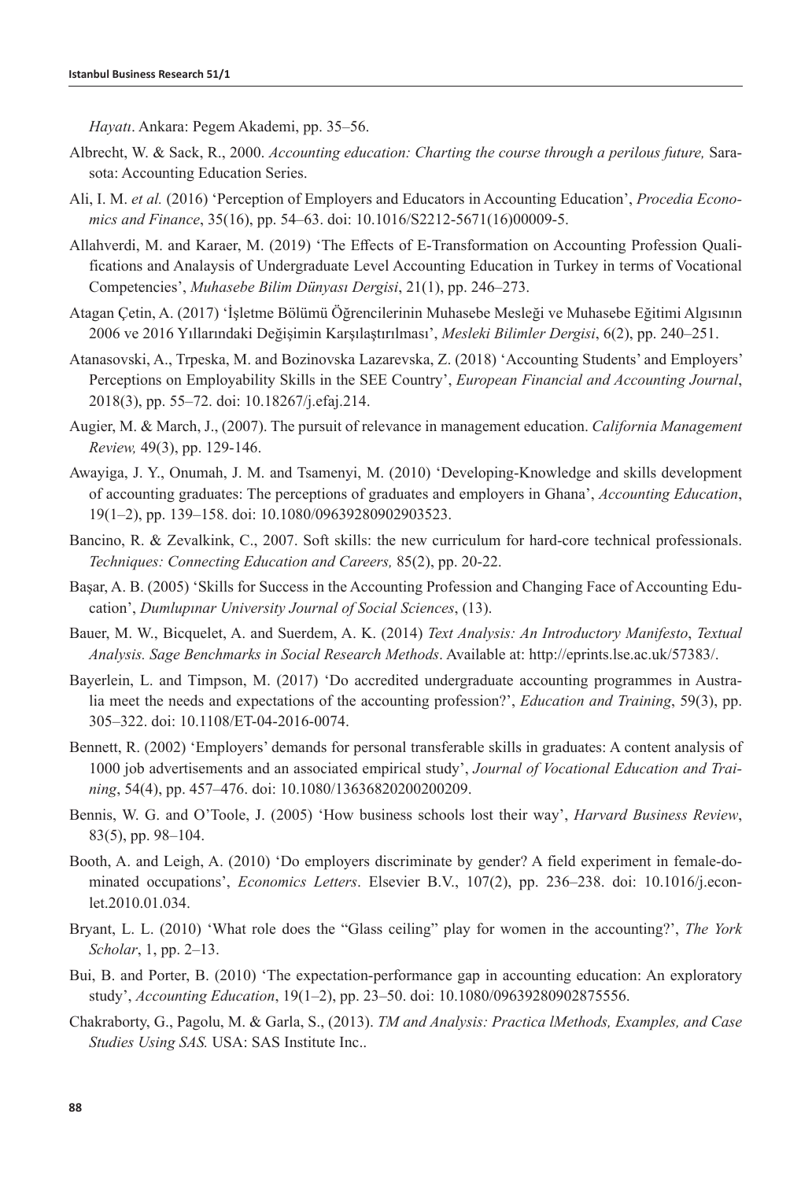*Hayatı*. Ankara: Pegem Akademi, pp. 35–56.

Albrecht, W. & Sack, R., 2000. *Accounting education: Charting the course through a perilous future,* Sarasota: Accounting Education Series.

Ali, I. M. *et al.* (2016) 'Perception of Employers and Educators in Accounting Education', *Procedia Economics and Finance*, 35(16), pp. 54–63. doi: 10.1016/S2212-5671(16)00009-5.

Allahverdi, M. and Karaer, M. (2019) 'The Effects of E-Transformation on Accounting Profession Qualifications and Analaysis of Undergraduate Level Accounting Education in Turkey in terms of Vocational Competencies', *Muhasebe Bilim Dünyası Dergisi*, 21(1), pp. 246–273.

Atagan Çetin, A. (2017) 'İşletme Bölümü Öğrencilerinin Muhasebe Mesleği ve Muhasebe Eğitimi Algısının 2006 ve 2016 Yıllarındaki Değişimin Karşılaştırılması', *Mesleki Bilimler Dergisi*, 6(2), pp. 240–251.

Atanasovski, A., Trpeska, M. and Bozinovska Lazarevska, Z. (2018) 'Accounting Students' and Employers' Perceptions on Employability Skills in the SEE Country', *European Financial and Accounting Journal*, 2018(3), pp. 55–72. doi: 10.18267/j.efaj.214.

Augier, M. & March, J., (2007). The pursuit of relevance in management education. *California Management Review,* 49(3), pp. 129-146.

Awayiga, J. Y., Onumah, J. M. and Tsamenyi, M. (2010) 'Developing-Knowledge and skills development of accounting graduates: The perceptions of graduates and employers in Ghana', *Accounting Education*, 19(1–2), pp. 139–158. doi: 10.1080/09639280902903523.

Bancino, R. & Zevalkink, C., 2007. Soft skills: the new curriculum for hard-core technical professionals. *Techniques: Connecting Education and Careers,* 85(2), pp. 20-22.

Başar, A. B. (2005) 'Skills for Success in the Accounting Profession and Changing Face of Accounting Education', *Dumlupınar University Journal of Social Sciences*, (13).

Bauer, M. W., Bicquelet, A. and Suerdem, A. K. (2014) *Text Analysis: An Introductory Manifesto*, *Textual Analysis. Sage Benchmarks in Social Research Methods*. Available at: http://eprints.lse.ac.uk/57383/.

Bayerlein, L. and Timpson, M. (2017) 'Do accredited undergraduate accounting programmes in Australia meet the needs and expectations of the accounting profession?', *Education and Training*, 59(3), pp. 305–322. doi: 10.1108/ET-04-2016-0074.

Bennett, R. (2002) 'Employers' demands for personal transferable skills in graduates: A content analysis of 1000 job advertisements and an associated empirical study', *Journal of Vocational Education and Training*, 54(4), pp. 457–476. doi: 10.1080/13636820200200209.

Bennis, W. G. and O'Toole, J. (2005) 'How business schools lost their way', *Harvard Business Review*, 83(5), pp. 98–104.

Booth, A. and Leigh, A. (2010) 'Do employers discriminate by gender? A field experiment in female-dominated occupations', *Economics Letters*. Elsevier B.V., 107(2), pp. 236–238. doi: 10.1016/j.econlet.2010.01.034.

Bryant, L. L. (2010) 'What role does the "Glass ceiling" play for women in the accounting?', *The York Scholar*, 1, pp. 2–13.

Bui, B. and Porter, B. (2010) 'The expectation-performance gap in accounting education: An exploratory study', *Accounting Education*, 19(1–2), pp. 23–50. doi: 10.1080/09639280902875556.

Chakraborty, G., Pagolu, M. & Garla, S., (2013). *TM and Analysis: Practica lMethods, Examples, and Case Studies Using SAS.* USA: SAS Institute Inc..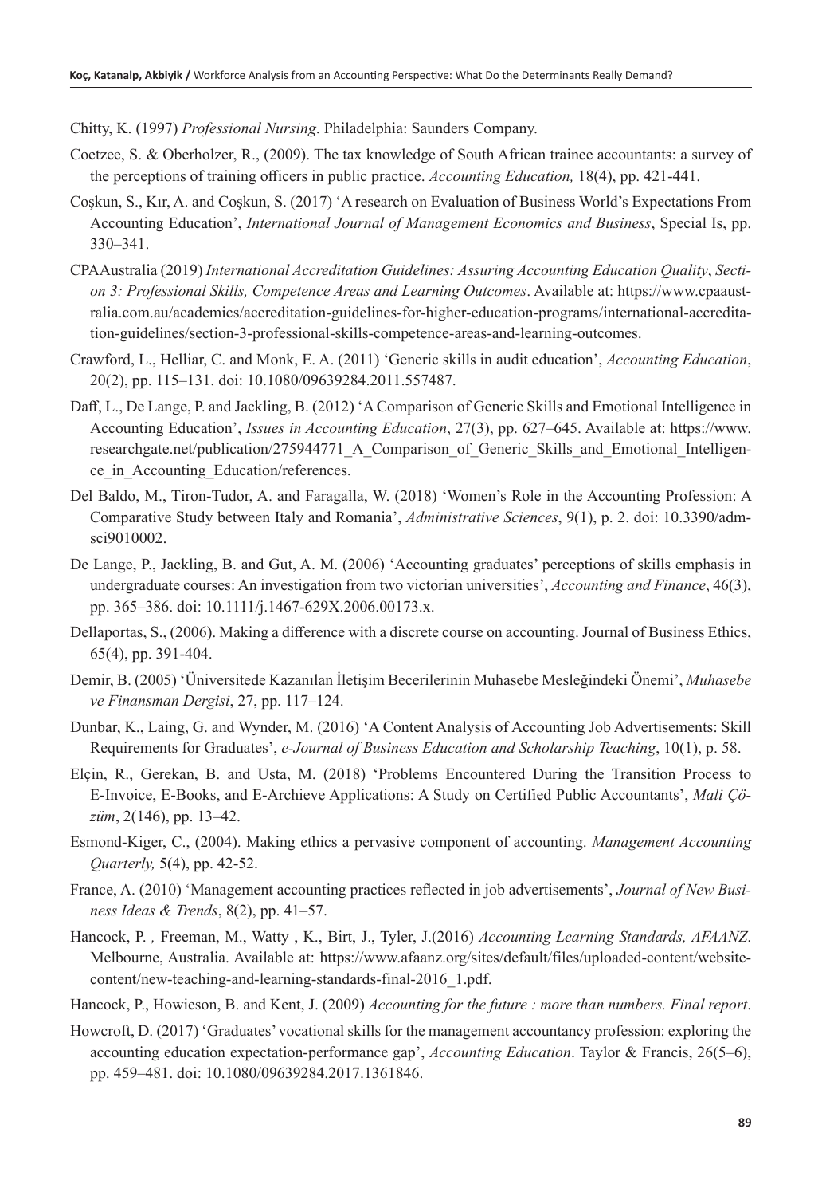Chitty, K. (1997) *Professional Nursing*. Philadelphia: Saunders Company.

Coetzee, S. & Oberholzer, R., (2009). The tax knowledge of South African trainee accountants: a survey of the perceptions of training officers in public practice. *Accounting Education,* 18(4), pp. 421-441.

Coşkun, S., Kır, A. and Coşkun, S. (2017) 'A research on Evaluation of Business World's Expectations From Accounting Education', *International Journal of Management Economics and Business*, Special Is, pp. 330–341.

CPAAustralia (2019) *International Accreditation Guidelines: Assuring Accounting Education Quality*, *Section 3: Professional Skills, Competence Areas and Learning Outcomes*. Available at: https://www.cpaaustralia.com.au/academics/accreditation-guidelines-for-higher-education-programs/international-accreditation-guidelines/section-3-professional-skills-competence-areas-and-learning-outcomes.

Crawford, L., Helliar, C. and Monk, E. A. (2011) 'Generic skills in audit education', *Accounting Education*, 20(2), pp. 115–131. doi: 10.1080/09639284.2011.557487.

Daff, L., De Lange, P. and Jackling, B. (2012) 'A Comparison of Generic Skills and Emotional Intelligence in Accounting Education', *Issues in Accounting Education*, 27(3), pp. 627–645. Available at: https://www.researchgate.net/publication/275944771_A_Comparison_of_Generic_Skills_and_Emotional_Intelligence_in_Accounting_Education/references.

Del Baldo, M., Tiron-Tudor, A. and Faragalla, W. (2018) 'Women's Role in the Accounting Profession: A Comparative Study between Italy and Romania', *Administrative Sciences*, 9(1), p. 2. doi: 10.3390/admsci9010002.

De Lange, P., Jackling, B. and Gut, A. M. (2006) 'Accounting graduates' perceptions of skills emphasis in undergraduate courses: An investigation from two victorian universities', *Accounting and Finance*, 46(3), pp. 365–386. doi: 10.1111/j.1467-629X.2006.00173.x.

Dellaportas, S., (2006). Making a difference with a discrete course on accounting. Journal of Business Ethics, 65(4), pp. 391-404.

Demir, B. (2005) 'Üniversitede Kazanılan İletişim Becerilerinin Muhasebe Mesleğindeki Önemi', *Muhasebe ve Finansman Dergisi*, 27, pp. 117–124.

Dunbar, K., Laing, G. and Wynder, M. (2016) 'A Content Analysis of Accounting Job Advertisements: Skill Requirements for Graduates', *e-Journal of Business Education and Scholarship Teaching*, 10(1), p. 58.

Elçin, R., Gerekan, B. and Usta, M. (2018) 'Problems Encountered During the Transition Process to E-Invoice, E-Books, and E-Archieve Applications: A Study on Certified Public Accountants', *Mali Çözüm*, 2(146), pp. 13–42.

Esmond-Kiger, C., (2004). Making ethics a pervasive component of accounting. *Management Accounting Quarterly,* 5(4), pp. 42-52.

France, A. (2010) 'Management accounting practices reflected in job advertisements', *Journal of New Business Ideas & Trends*, 8(2), pp. 41–57.

Hancock, P. *,* Freeman, M., Watty , K., Birt, J., Tyler, J.(2016) *Accounting Learning Standards, AFAANZ*. Melbourne, Australia. Available at: https://www.afaanz.org/sites/default/files/uploaded-content/website-content/new-teaching-and-learning-standards-final-2016_1.pdf.

Hancock, P., Howieson, B. and Kent, J. (2009) *Accounting for the future : more than numbers. Final report*.

Howcroft, D. (2017) 'Graduates' vocational skills for the management accountancy profession: exploring the accounting education expectation-performance gap', *Accounting Education*. Taylor & Francis, 26(5–6), pp. 459–481. doi: 10.1080/09639284.2017.1361846.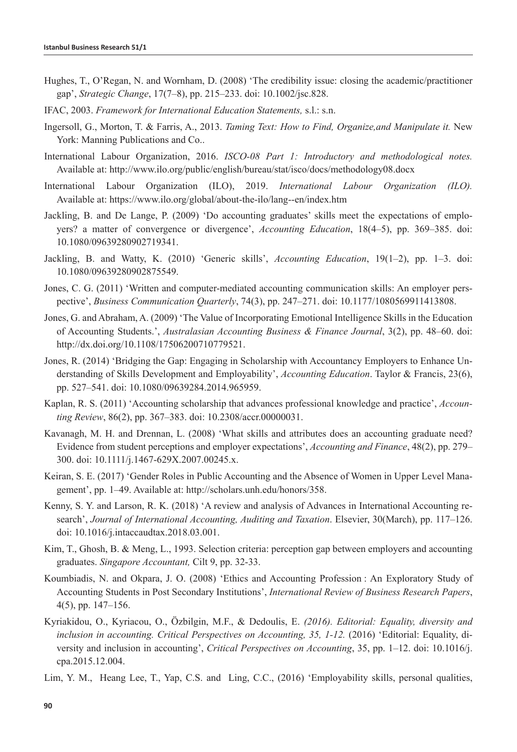Hughes, T., O'Regan, N. and Wornham, D. (2008) 'The credibility issue: closing the academic/practitioner gap', *Strategic Change*, 17(7–8), pp. 215–233. doi: 10.1002/jsc.828.

IFAC, 2003. *Framework for International Education Statements,* s.l.: s.n.

Ingersoll, G., Morton, T. & Farris, A., 2013. *Taming Text: How to Find, Organize,and Manipulate it.* New York: Manning Publications and Co..

International Labour Organization, 2016. *ISCO-08 Part 1: Introductory and methodological notes.* Available at: http://www.ilo.org/public/english/bureau/stat/isco/docs/methodology08.docx

International Labour Organization (ILO), 2019. *International Labour Organization (ILO).* Available at: https://www.ilo.org/global/about-the-ilo/lang--en/index.htm

Jackling, B. and De Lange, P. (2009) 'Do accounting graduates' skills meet the expectations of employers? a matter of convergence or divergence', *Accounting Education*, 18(4–5), pp. 369–385. doi: 10.1080/09639280902719341.

Jackling, B. and Watty, K. (2010) 'Generic skills', *Accounting Education*, 19(1–2), pp. 1–3. doi: 10.1080/09639280902875549.

Jones, C. G. (2011) 'Written and computer-mediated accounting communication skills: An employer perspective', *Business Communication Quarterly*, 74(3), pp. 247–271. doi: 10.1177/1080569911413808.

Jones, G. and Abraham, A. (2009) 'The Value of Incorporating Emotional Intelligence Skills in the Education of Accounting Students.', *Australasian Accounting Business & Finance Journal*, 3(2), pp. 48–60. doi: http://dx.doi.org/10.1108/17506200710779521.

Jones, R. (2014) 'Bridging the Gap: Engaging in Scholarship with Accountancy Employers to Enhance Understanding of Skills Development and Employability', *Accounting Education*. Taylor & Francis, 23(6), pp. 527–541. doi: 10.1080/09639284.2014.965959.

Kaplan, R. S. (2011) 'Accounting scholarship that advances professional knowledge and practice', *Accounting Review*, 86(2), pp. 367–383. doi: 10.2308/accr.00000031.

Kavanagh, M. H. and Drennan, L. (2008) 'What skills and attributes does an accounting graduate need? Evidence from student perceptions and employer expectations', *Accounting and Finance*, 48(2), pp. 279–300. doi: 10.1111/j.1467-629X.2007.00245.x.

Keiran, S. E. (2017) 'Gender Roles in Public Accounting and the Absence of Women in Upper Level Management', pp. 1–49. Available at: http://scholars.unh.edu/honors/358.

Kenny, S. Y. and Larson, R. K. (2018) 'A review and analysis of Advances in International Accounting research', *Journal of International Accounting, Auditing and Taxation*. Elsevier, 30(March), pp. 117–126. doi: 10.1016/j.intaccaudtax.2018.03.001.

Kim, T., Ghosh, B. & Meng, L., 1993. Selection criteria: perception gap between employers and accounting graduates. *Singapore Accountant,* Cilt 9, pp. 32-33.

Koumbiadis, N. and Okpara, J. O. (2008) 'Ethics and Accounting Profession : An Exploratory Study of Accounting Students in Post Secondary Institutions', *International Review of Business Research Papers*, 4(5), pp. 147–156.

Kyriakidou, O., Kyriacou, O., Özbilgin, M.F., & Dedoulis, E. *(2016). Editorial: Equality, diversity and inclusion in accounting. Critical Perspectives on Accounting, 35, 1-12.* (2016) 'Editorial: Equality, diversity and inclusion in accounting', *Critical Perspectives on Accounting*, 35, pp. 1–12. doi: 10.1016/j.cpa.2015.12.004.

Lim, Y. M., Heang Lee, T., Yap, C.S. and Ling, C.C., (2016) 'Employability skills, personal qualities,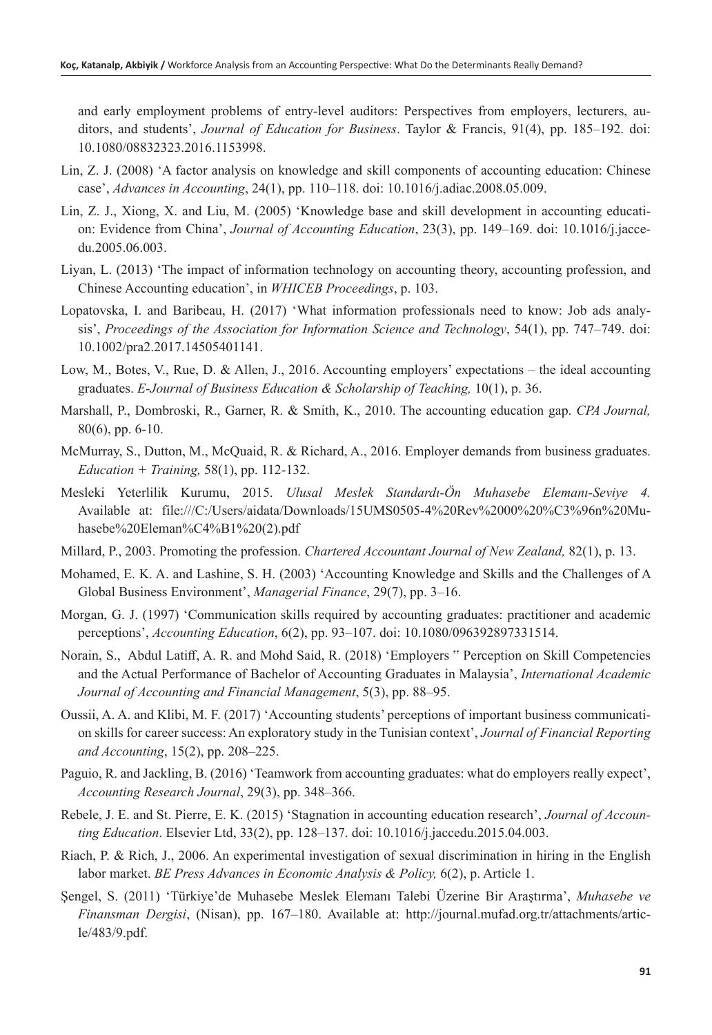and early employment problems of entry-level auditors: Perspectives from employers, lecturers, auditors, and students', *Journal of Education for Business*. Taylor & Francis, 91(4), pp. 185–192. doi: 10.1080/08832323.2016.1153998.

Lin, Z. J. (2008) 'A factor analysis on knowledge and skill components of accounting education: Chinese case', *Advances in Accounting*, 24(1), pp. 110–118. doi: 10.1016/j.adiac.2008.05.009.

Lin, Z. J., Xiong, X. and Liu, M. (2005) 'Knowledge base and skill development in accounting education: Evidence from China', *Journal of Accounting Education*, 23(3), pp. 149–169. doi: 10.1016/j.jaccedu.2005.06.003.

Liyan, L. (2013) 'The impact of information technology on accounting theory, accounting profession, and Chinese Accounting education', in *WHICEB Proceedings*, p. 103.

Lopatovska, I. and Baribeau, H. (2017) 'What information professionals need to know: Job ads analysis', *Proceedings of the Association for Information Science and Technology*, 54(1), pp. 747–749. doi: 10.1002/pra2.2017.14505401141.

Low, M., Botes, V., Rue, D. & Allen, J., 2016. Accounting employers' expectations – the ideal accounting graduates. *E-Journal of Business Education & Scholarship of Teaching,* 10(1), p. 36.

Marshall, P., Dombroski, R., Garner, R. & Smith, K., 2010. The accounting education gap. *CPA Journal,* 80(6), pp. 6-10.

McMurray, S., Dutton, M., McQuaid, R. & Richard, A., 2016. Employer demands from business graduates. *Education + Training,* 58(1), pp. 112-132.

Mesleki Yeterlilik Kurumu, 2015. *Ulusal Meslek Standardı-Ön Muhasebe Elemanı-Seviye 4.* Available at: file:///C:/Users/aidata/Downloads/15UMS0505-4%20Rev%2000%20%C3%96n%20Muhasebe%20Eleman%C4%B1%20(2).pdf

Millard, P., 2003. Promoting the profession. *Chartered Accountant Journal of New Zealand,* 82(1), p. 13.

Mohamed, E. K. A. and Lashine, S. H. (2003) 'Accounting Knowledge and Skills and the Challenges of A Global Business Environment', *Managerial Finance*, 29(7), pp. 3–16.

Morgan, G. J. (1997) 'Communication skills required by accounting graduates: practitioner and academic perceptions', *Accounting Education*, 6(2), pp. 93–107. doi: 10.1080/096392897331514.

Norain, S., Abdul Latiff, A. R. and Mohd Said, R. (2018) 'Employers " Perception on Skill Competencies and the Actual Performance of Bachelor of Accounting Graduates in Malaysia', *International Academic Journal of Accounting and Financial Management*, 5(3), pp. 88–95.

Oussii, A. A. and Klibi, M. F. (2017) 'Accounting students' perceptions of important business communication skills for career success: An exploratory study in the Tunisian context', *Journal of Financial Reporting and Accounting*, 15(2), pp. 208–225.

Paguio, R. and Jackling, B. (2016) 'Teamwork from accounting graduates: what do employers really expect', *Accounting Research Journal*, 29(3), pp. 348–366.

Rebele, J. E. and St. Pierre, E. K. (2015) 'Stagnation in accounting education research', *Journal of Accounting Education*. Elsevier Ltd, 33(2), pp. 128–137. doi: 10.1016/j.jaccedu.2015.04.003.

Riach, P. & Rich, J., 2006. An experimental investigation of sexual discrimination in hiring in the English labor market. *BE Press Advances in Economic Analysis & Policy,* 6(2), p. Article 1.

Şengel, S. (2011) 'Türkiye'de Muhasebe Meslek Elemanı Talebi Üzerine Bir Araştırma', *Muhasebe ve Finansman Dergisi*, (Nisan), pp. 167–180. Available at: http://journal.mufad.org.tr/attachments/article/483/9.pdf.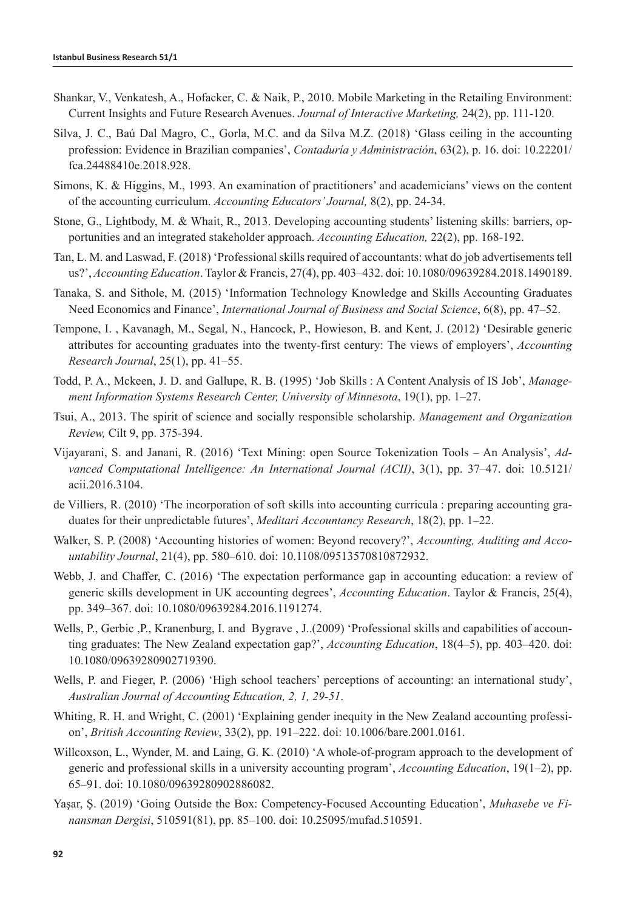Shankar, V., Venkatesh, A., Hofacker, C. & Naik, P., 2010. Mobile Marketing in the Retailing Environment: Current Insights and Future Research Avenues. *Journal of Interactive Marketing,* 24(2), pp. 111-120.

Silva, J. C., Baú Dal Magro, C., Gorla, M.C. and da Silva M.Z. (2018) 'Glass ceiling in the accounting profession: Evidence in Brazilian companies', *Contaduría y Administración*, 63(2), p. 16. doi: 10.22201/fca.24488410e.2018.928.

Simons, K. & Higgins, M., 1993. An examination of practitioners' and academicians' views on the content of the accounting curriculum. *Accounting Educators' Journal,* 8(2), pp. 24-34.

Stone, G., Lightbody, M. & Whait, R., 2013. Developing accounting students' listening skills: barriers, opportunities and an integrated stakeholder approach. *Accounting Education,* 22(2), pp. 168-192.

Tan, L. M. and Laswad, F. (2018) 'Professional skills required of accountants: what do job advertisements tell us?', *Accounting Education*. Taylor & Francis, 27(4), pp. 403–432. doi: 10.1080/09639284.2018.1490189.

Tanaka, S. and Sithole, M. (2015) 'Information Technology Knowledge and Skills Accounting Graduates Need Economics and Finance', *International Journal of Business and Social Science*, 6(8), pp. 47–52.

Tempone, I. , Kavanagh, M., Segal, N., Hancock, P., Howieson, B. and Kent, J. (2012) 'Desirable generic attributes for accounting graduates into the twenty-first century: The views of employers', *Accounting Research Journal*, 25(1), pp. 41–55.

Todd, P. A., Mckeen, J. D. and Gallupe, R. B. (1995) 'Job Skills : A Content Analysis of IS Job', *Management Information Systems Research Center, University of Minnesota*, 19(1), pp. 1–27.

Tsui, A., 2013. The spirit of science and socially responsible scholarship. *Management and Organization Review,* Cilt 9, pp. 375-394.

Vijayarani, S. and Janani, R. (2016) 'Text Mining: open Source Tokenization Tools – An Analysis', *Advanced Computational Intelligence: An International Journal (ACII)*, 3(1), pp. 37–47. doi: 10.5121/acii.2016.3104.

de Villiers, R. (2010) 'The incorporation of soft skills into accounting curricula : preparing accounting graduates for their unpredictable futures', *Meditari Accountancy Research*, 18(2), pp. 1–22.

Walker, S. P. (2008) 'Accounting histories of women: Beyond recovery?', *Accounting, Auditing and Accountability Journal*, 21(4), pp. 580–610. doi: 10.1108/09513570810872932.

Webb, J. and Chaffer, C. (2016) 'The expectation performance gap in accounting education: a review of generic skills development in UK accounting degrees', *Accounting Education*. Taylor & Francis, 25(4), pp. 349–367. doi: 10.1080/09639284.2016.1191274.

Wells, P., Gerbic ,P., Kranenburg, I. and Bygrave , J..(2009) 'Professional skills and capabilities of accounting graduates: The New Zealand expectation gap?', *Accounting Education*, 18(4–5), pp. 403–420. doi: 10.1080/09639280902719390.

Wells, P. and Fieger, P. (2006) 'High school teachers' perceptions of accounting: an international study', *Australian Journal of Accounting Education, 2, 1, 29-51*.

Whiting, R. H. and Wright, C. (2001) 'Explaining gender inequity in the New Zealand accounting profession', *British Accounting Review*, 33(2), pp. 191–222. doi: 10.1006/bare.2001.0161.

Willcoxson, L., Wynder, M. and Laing, G. K. (2010) 'A whole-of-program approach to the development of generic and professional skills in a university accounting program', *Accounting Education*, 19(1–2), pp. 65–91. doi: 10.1080/09639280902886082.

Yaşar, Ş. (2019) 'Going Outside the Box: Competency-Focused Accounting Education', *Muhasebe ve Finansman Dergisi*, 510591(81), pp. 85–100. doi: 10.25095/mufad.510591.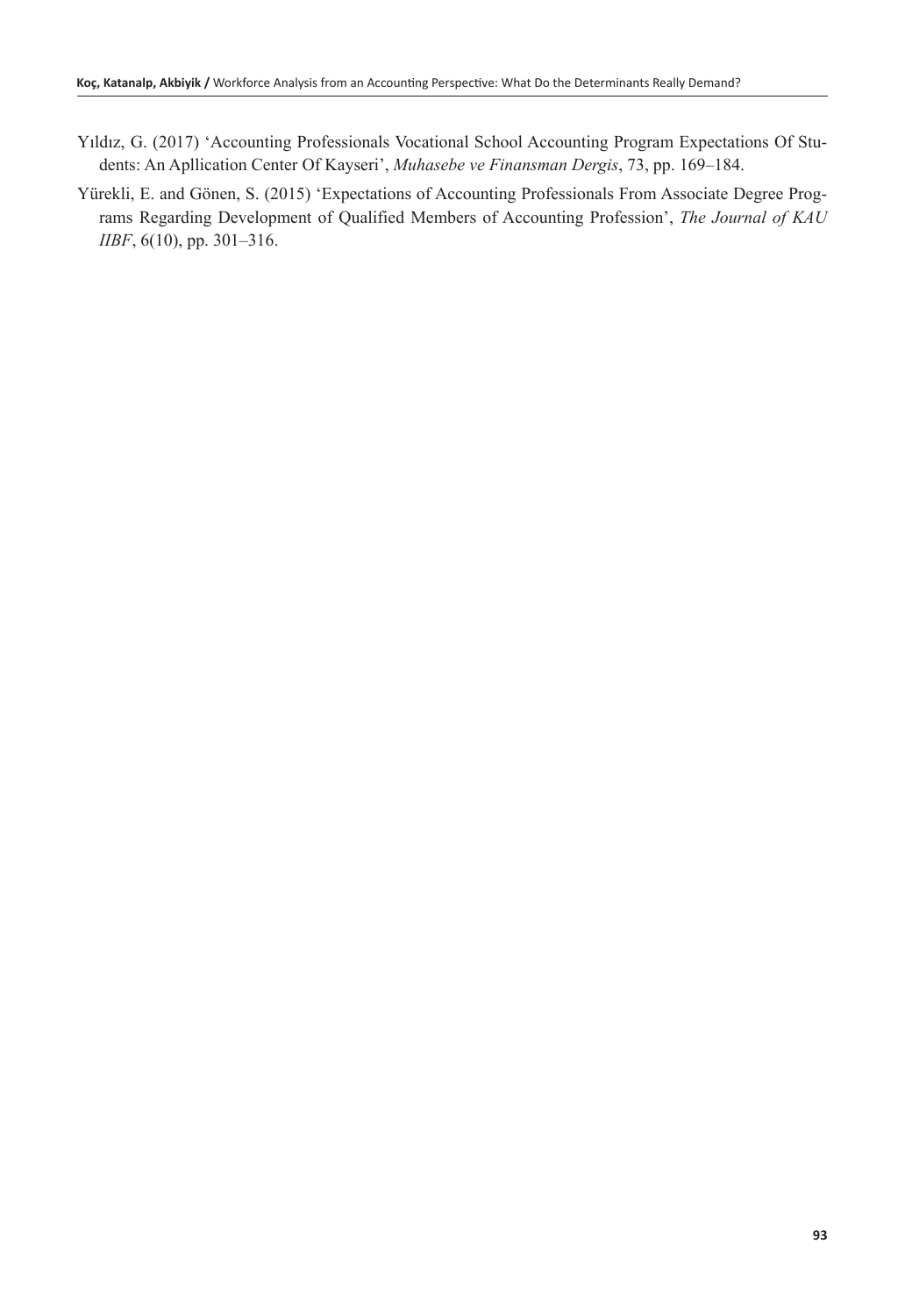Yıldız, G. (2017) 'Accounting Professionals Vocational School Accounting Program Expectations Of Students: An Apllication Center Of Kayseri', *Muhasebe ve Finansman Dergis*, 73, pp. 169–184.

Yürekli, E. and Gönen, S. (2015) 'Expectations of Accounting Professionals From Associate Degree Programs Regarding Development of Qualified Members of Accounting Profession', *The Journal of KAU IIBF*, 6(10), pp. 301–316.